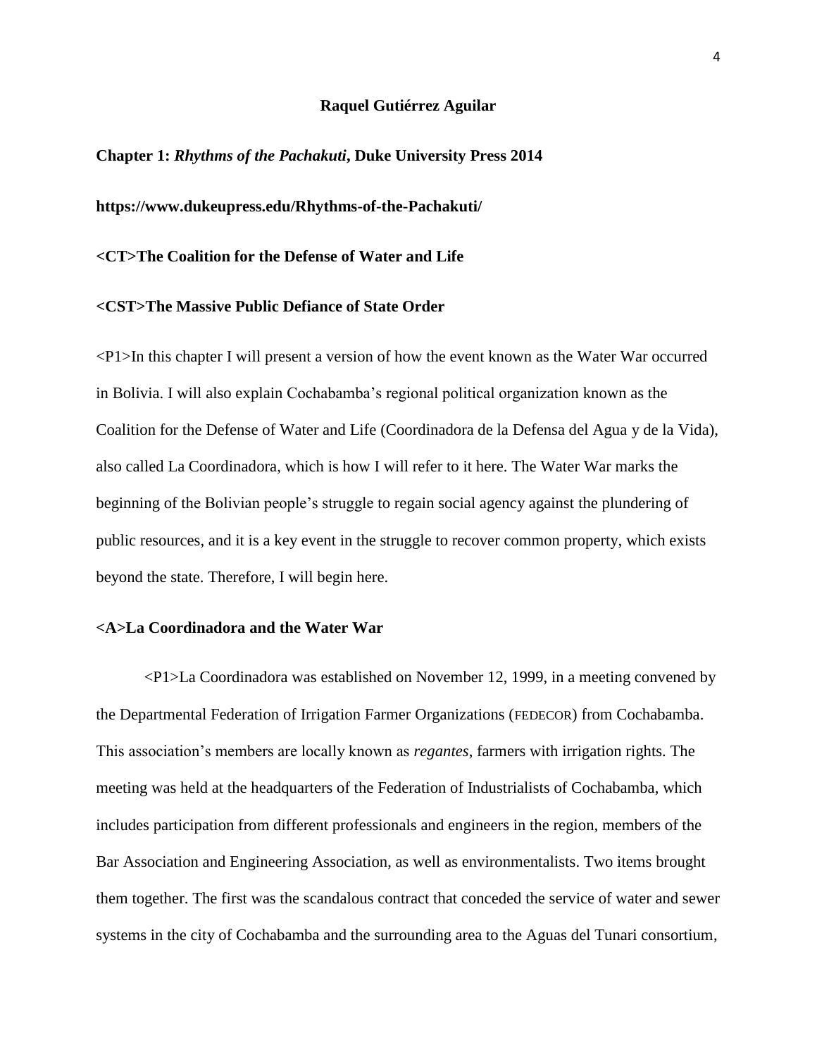**Raquel Gutiérrez Aguilar**

**Chapter 1:** ***Rhythms of the Pachakuti*****, Duke University Press 2014**

**https://www.dukeupress.edu/Rhythms-of-the-Pachakuti/**

**<CT>The Coalition for the Defense of Water and Life**

**<CST>The Massive Public Defiance of State Order**

<P1>In this chapter I will present a version of how the event known as the Water War occurred in Bolivia. I will also explain Cochabamba's regional political organization known as the Coalition for the Defense of Water and Life (Coordinadora de la Defensa del Agua y de la Vida), also called La Coordinadora, which is how I will refer to it here. The Water War marks the beginning of the Bolivian people's struggle to regain social agency against the plundering of public resources, and it is a key event in the struggle to recover common property, which exists beyond the state. Therefore, I will begin here.

**<A>La Coordinadora and the Water War**

<P1>La Coordinadora was established on November 12, 1999, in a meeting convened by the Departmental Federation of Irrigation Farmer Organizations (FEDECOR) from Cochabamba. This association's members are locally known as *regantes*, farmers with irrigation rights. The meeting was held at the headquarters of the Federation of Industrialists of Cochabamba, which includes participation from different professionals and engineers in the region, members of the Bar Association and Engineering Association, as well as environmentalists. Two items brought them together. The first was the scandalous contract that conceded the service of water and sewer systems in the city of Cochabamba and the surrounding area to the Aguas del Tunari consortium,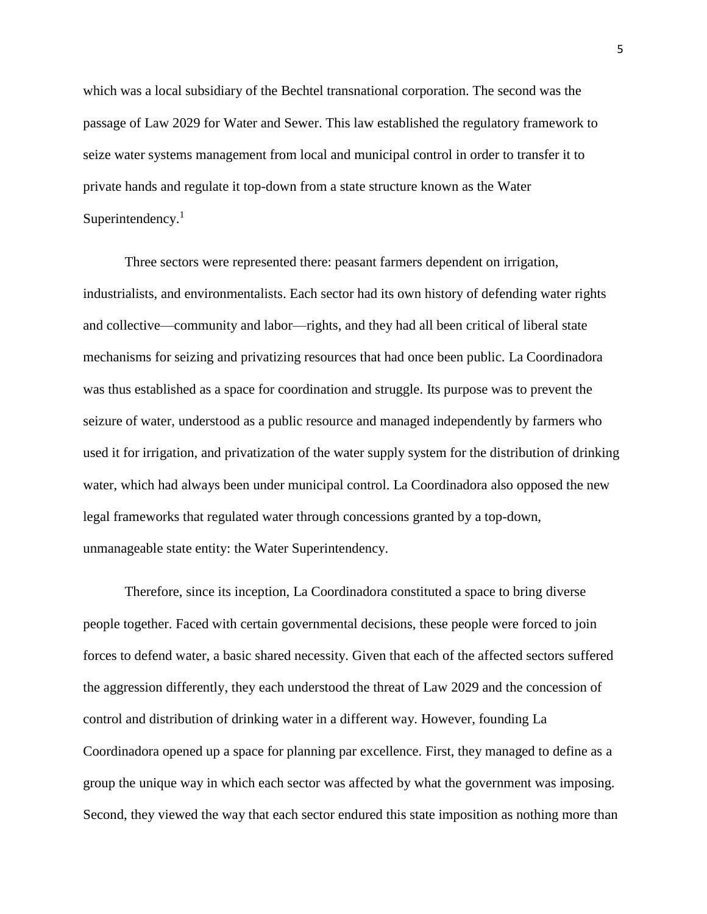which was a local subsidiary of the Bechtel transnational corporation. The second was the passage of Law 2029 for Water and Sewer. This law established the regulatory framework to seize water systems management from local and municipal control in order to transfer it to private hands and regulate it top-down from a state structure known as the Water Superintendency.[1]

Three sectors were represented there: peasant farmers dependent on irrigation, industrialists, and environmentalists. Each sector had its own history of defending water rights and collective—community and labor—rights, and they had all been critical of liberal state mechanisms for seizing and privatizing resources that had once been public. La Coordinadora was thus established as a space for coordination and struggle. Its purpose was to prevent the seizure of water, understood as a public resource and managed independently by farmers who used it for irrigation, and privatization of the water supply system for the distribution of drinking water, which had always been under municipal control. La Coordinadora also opposed the new legal frameworks that regulated water through concessions granted by a top-down, unmanageable state entity: the Water Superintendency.

Therefore, since its inception, La Coordinadora constituted a space to bring diverse people together. Faced with certain governmental decisions, these people were forced to join forces to defend water, a basic shared necessity. Given that each of the affected sectors suffered the aggression differently, they each understood the threat of Law 2029 and the concession of control and distribution of drinking water in a different way. However, founding La Coordinadora opened up a space for planning par excellence. First, they managed to define as a group the unique way in which each sector was affected by what the government was imposing. Second, they viewed the way that each sector endured this state imposition as nothing more than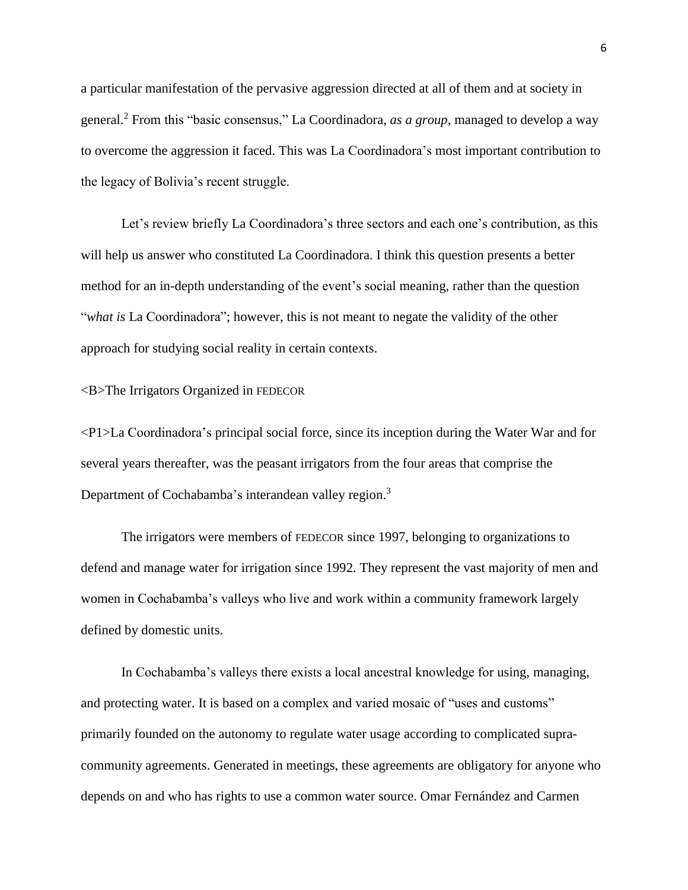a particular manifestation of the pervasive aggression directed at all of them and at society in general.[2] From this "basic consensus," La Coordinadora, *as a group*, managed to develop a way to overcome the aggression it faced. This was La Coordinadora's most important contribution to the legacy of Bolivia's recent struggle.

Let's review briefly La Coordinadora's three sectors and each one's contribution, as this will help us answer who constituted La Coordinadora. I think this question presents a better method for an in-depth understanding of the event's social meaning, rather than the question "*what is* La Coordinadora"; however, this is not meant to negate the validity of the other approach for studying social reality in certain contexts.

<B>The Irrigators Organized in FEDECOR

<P1>La Coordinadora's principal social force, since its inception during the Water War and for several years thereafter, was the peasant irrigators from the four areas that comprise the Department of Cochabamba's interandean valley region.[3]

The irrigators were members of FEDECOR since 1997, belonging to organizations to defend and manage water for irrigation since 1992. They represent the vast majority of men and women in Cochabamba's valleys who live and work within a community framework largely defined by domestic units.

In Cochabamba's valleys there exists a local ancestral knowledge for using, managing, and protecting water. It is based on a complex and varied mosaic of "uses and customs" primarily founded on the autonomy to regulate water usage according to complicated supra-community agreements. Generated in meetings, these agreements are obligatory for anyone who depends on and who has rights to use a common water source. Omar Fernández and Carmen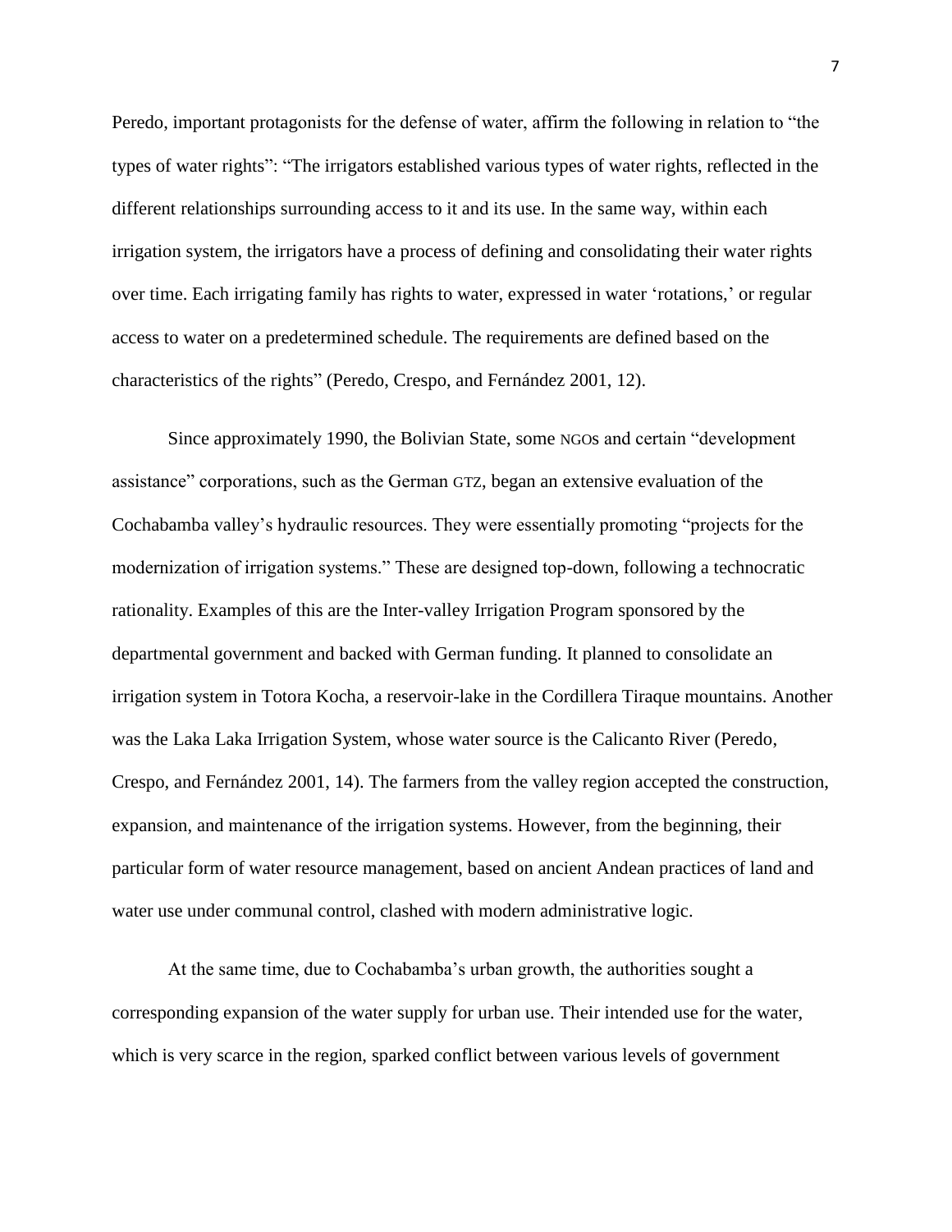Peredo, important protagonists for the defense of water, affirm the following in relation to "the types of water rights": "The irrigators established various types of water rights, reflected in the different relationships surrounding access to it and its use. In the same way, within each irrigation system, the irrigators have a process of defining and consolidating their water rights over time. Each irrigating family has rights to water, expressed in water 'rotations,' or regular access to water on a predetermined schedule. The requirements are defined based on the characteristics of the rights" (Peredo, Crespo, and Fernández 2001, 12).

Since approximately 1990, the Bolivian State, some NGOs and certain "development assistance" corporations, such as the German GTZ, began an extensive evaluation of the Cochabamba valley's hydraulic resources. They were essentially promoting "projects for the modernization of irrigation systems." These are designed top-down, following a technocratic rationality. Examples of this are the Inter-valley Irrigation Program sponsored by the departmental government and backed with German funding. It planned to consolidate an irrigation system in Totora Kocha, a reservoir-lake in the Cordillera Tiraque mountains. Another was the Laka Laka Irrigation System, whose water source is the Calicanto River (Peredo, Crespo, and Fernández 2001, 14). The farmers from the valley region accepted the construction, expansion, and maintenance of the irrigation systems. However, from the beginning, their particular form of water resource management, based on ancient Andean practices of land and water use under communal control, clashed with modern administrative logic.

At the same time, due to Cochabamba's urban growth, the authorities sought a corresponding expansion of the water supply for urban use. Their intended use for the water, which is very scarce in the region, sparked conflict between various levels of government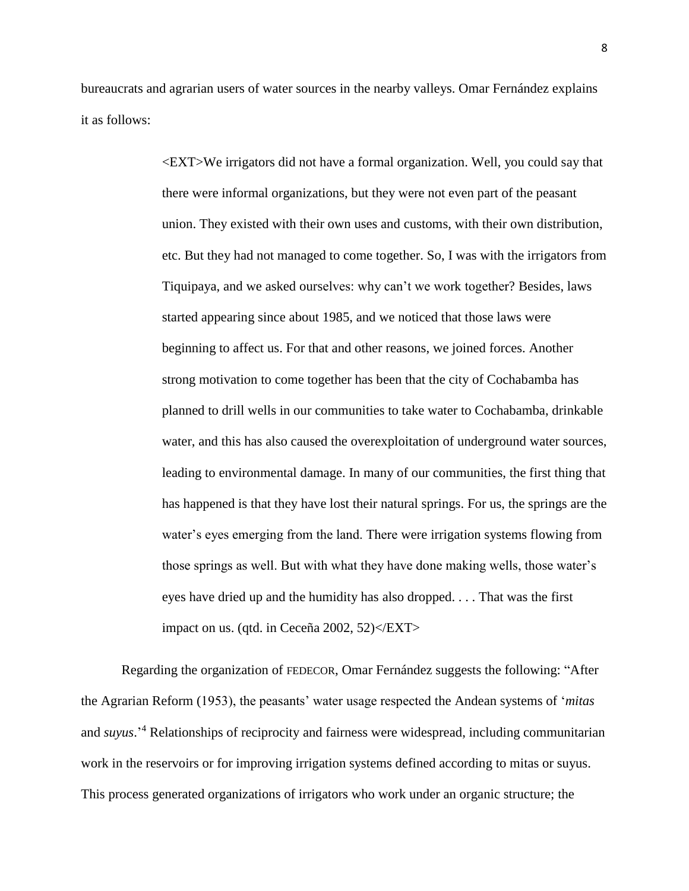bureaucrats and agrarian users of water sources in the nearby valleys. Omar Fernández explains it as follows:

> <EXT>We irrigators did not have a formal organization. Well, you could say that there were informal organizations, but they were not even part of the peasant union. They existed with their own uses and customs, with their own distribution, etc. But they had not managed to come together. So, I was with the irrigators from Tiquipaya, and we asked ourselves: why can't we work together? Besides, laws started appearing since about 1985, and we noticed that those laws were beginning to affect us. For that and other reasons, we joined forces. Another strong motivation to come together has been that the city of Cochabamba has planned to drill wells in our communities to take water to Cochabamba, drinkable water, and this has also caused the overexploitation of underground water sources, leading to environmental damage. In many of our communities, the first thing that has happened is that they have lost their natural springs. For us, the springs are the water's eyes emerging from the land. There were irrigation systems flowing from those springs as well. But with what they have done making wells, those water's eyes have dried up and the humidity has also dropped. . . . That was the first impact on us. (qtd. in Ceceña 2002, 52)</EXT>

Regarding the organization of FEDECOR, Omar Fernández suggests the following: "After the Agrarian Reform (1953), the peasants' water usage respected the Andean systems of '*mitas* and *suyus*.'[4] Relationships of reciprocity and fairness were widespread, including communitarian work in the reservoirs or for improving irrigation systems defined according to mitas or suyus. This process generated organizations of irrigators who work under an organic structure; the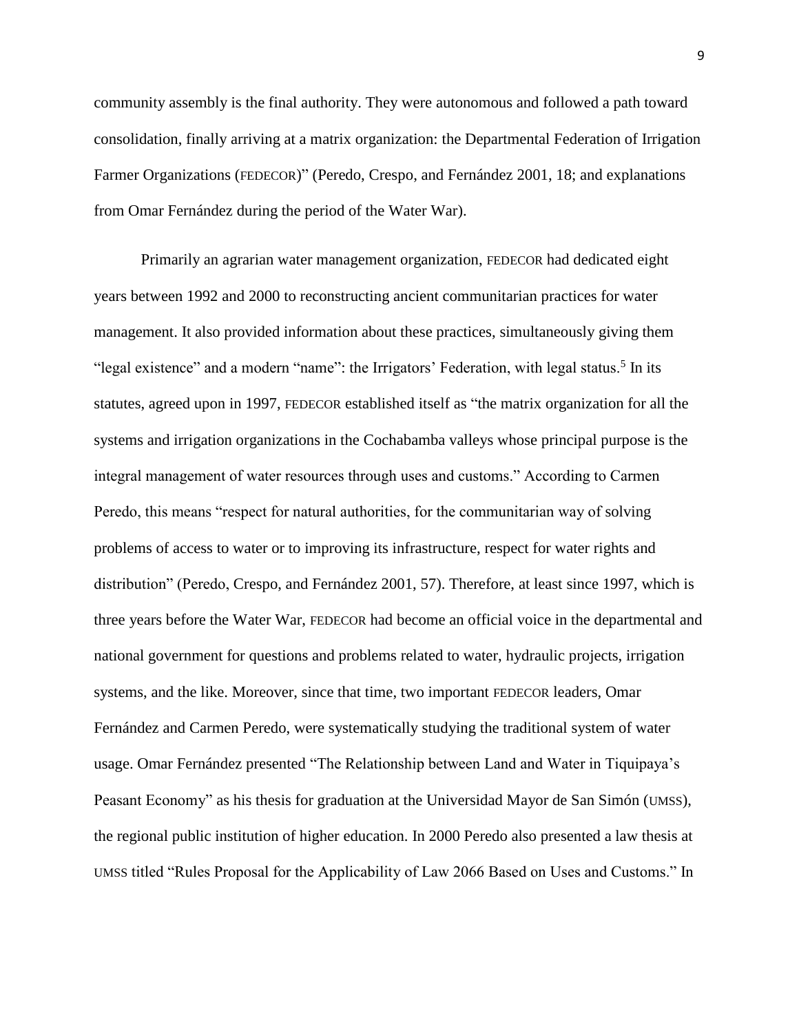community assembly is the final authority. They were autonomous and followed a path toward consolidation, finally arriving at a matrix organization: the Departmental Federation of Irrigation Farmer Organizations (FEDECOR)" (Peredo, Crespo, and Fernández 2001, 18; and explanations from Omar Fernández during the period of the Water War).

Primarily an agrarian water management organization, FEDECOR had dedicated eight years between 1992 and 2000 to reconstructing ancient communitarian practices for water management. It also provided information about these practices, simultaneously giving them "legal existence" and a modern "name": the Irrigators' Federation, with legal status.[5] In its statutes, agreed upon in 1997, FEDECOR established itself as "the matrix organization for all the systems and irrigation organizations in the Cochabamba valleys whose principal purpose is the integral management of water resources through uses and customs." According to Carmen Peredo, this means "respect for natural authorities, for the communitarian way of solving problems of access to water or to improving its infrastructure, respect for water rights and distribution" (Peredo, Crespo, and Fernández 2001, 57). Therefore, at least since 1997, which is three years before the Water War, FEDECOR had become an official voice in the departmental and national government for questions and problems related to water, hydraulic projects, irrigation systems, and the like. Moreover, since that time, two important FEDECOR leaders, Omar Fernández and Carmen Peredo, were systematically studying the traditional system of water usage. Omar Fernández presented "The Relationship between Land and Water in Tiquipaya's Peasant Economy" as his thesis for graduation at the Universidad Mayor de San Simón (UMSS), the regional public institution of higher education. In 2000 Peredo also presented a law thesis at UMSS titled "Rules Proposal for the Applicability of Law 2066 Based on Uses and Customs." In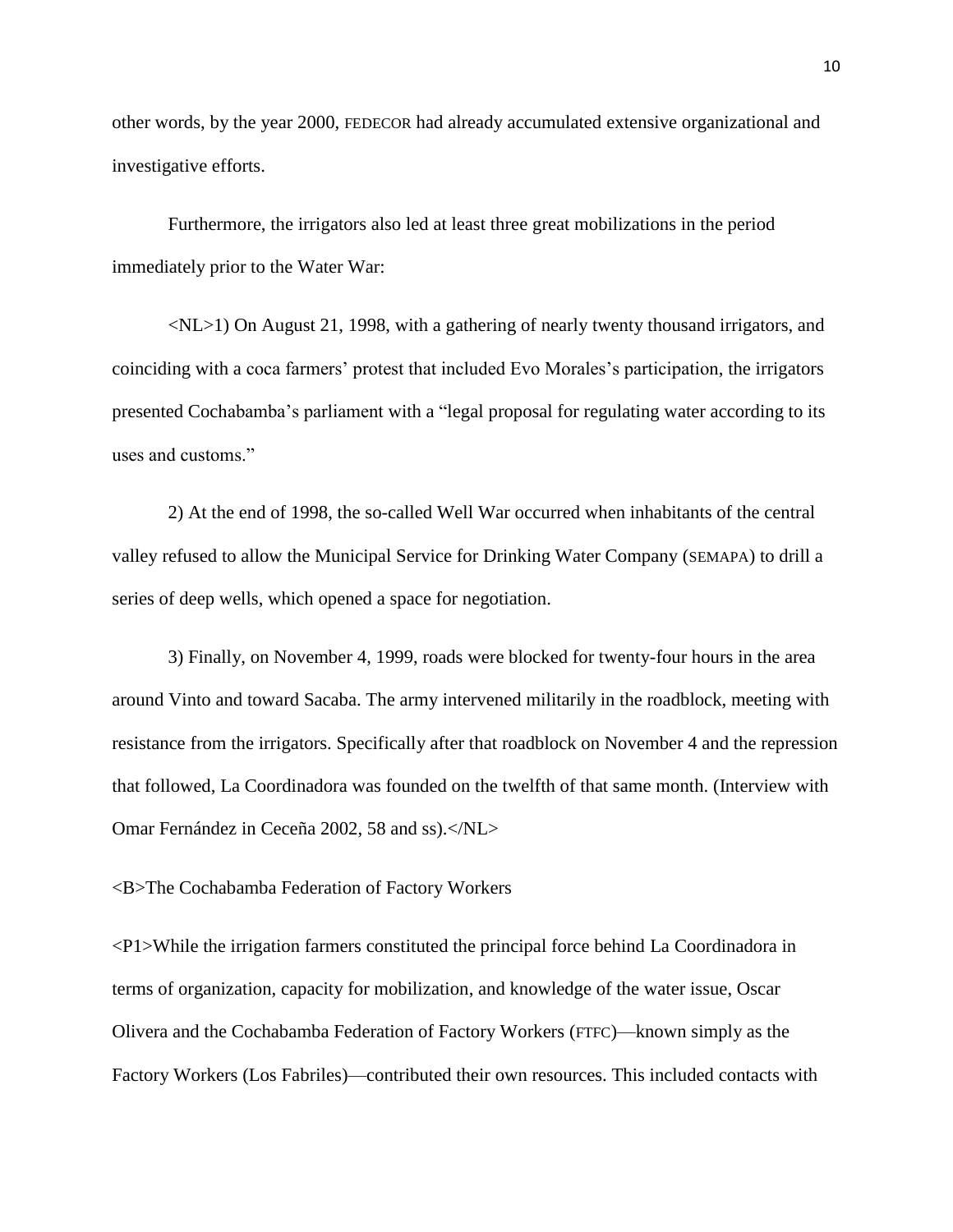other words, by the year 2000, FEDECOR had already accumulated extensive organizational and investigative efforts.

Furthermore, the irrigators also led at least three great mobilizations in the period immediately prior to the Water War:

<NL>1) On August 21, 1998, with a gathering of nearly twenty thousand irrigators, and coinciding with a coca farmers' protest that included Evo Morales's participation, the irrigators presented Cochabamba's parliament with a "legal proposal for regulating water according to its uses and customs."

2) At the end of 1998, the so-called Well War occurred when inhabitants of the central valley refused to allow the Municipal Service for Drinking Water Company (SEMAPA) to drill a series of deep wells, which opened a space for negotiation.

3) Finally, on November 4, 1999, roads were blocked for twenty-four hours in the area around Vinto and toward Sacaba. The army intervened militarily in the roadblock, meeting with resistance from the irrigators. Specifically after that roadblock on November 4 and the repression that followed, La Coordinadora was founded on the twelfth of that same month. (Interview with Omar Fernández in Ceceña 2002, 58 and ss).</NL>

<B>The Cochabamba Federation of Factory Workers

<P1>While the irrigation farmers constituted the principal force behind La Coordinadora in terms of organization, capacity for mobilization, and knowledge of the water issue, Oscar Olivera and the Cochabamba Federation of Factory Workers (FTFC)—known simply as the Factory Workers (Los Fabriles)—contributed their own resources. This included contacts with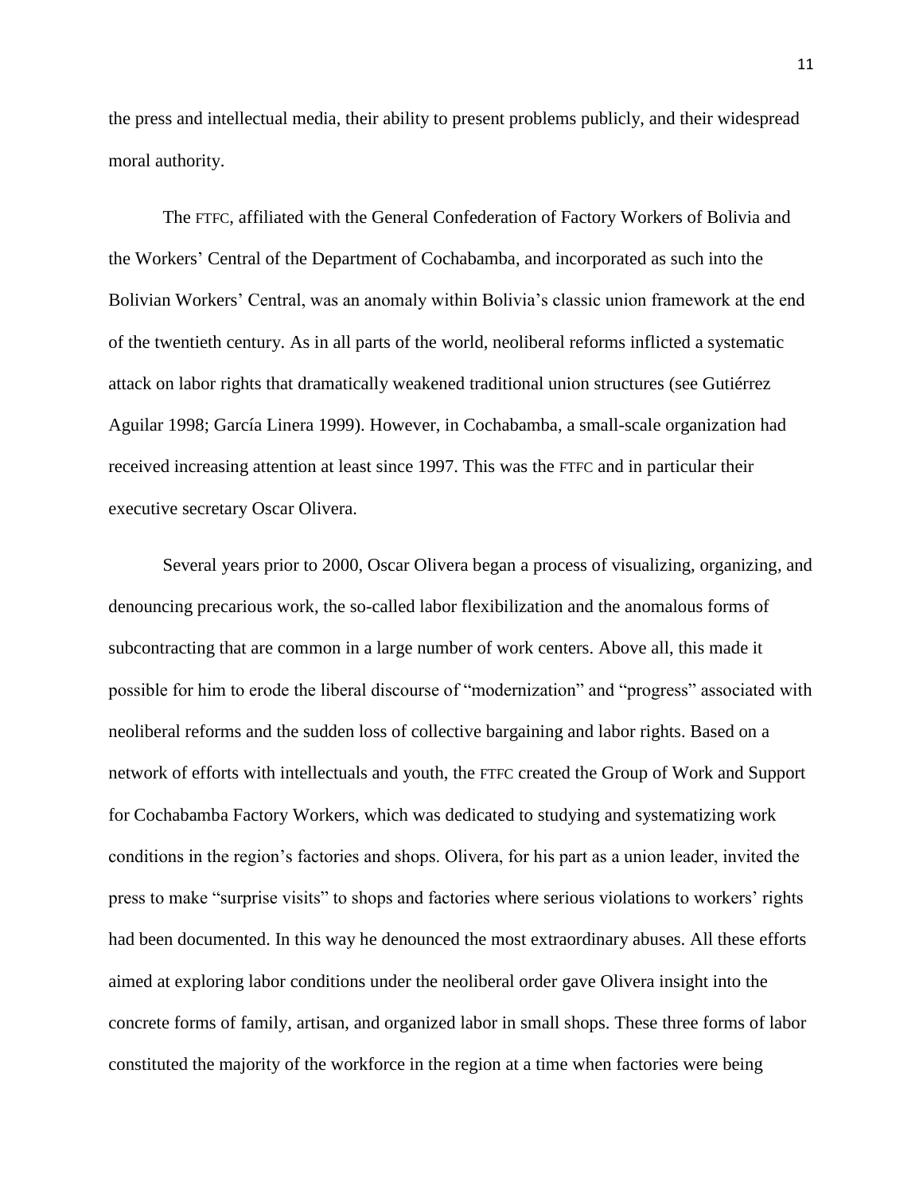the press and intellectual media, their ability to present problems publicly, and their widespread moral authority.

The FTFC, affiliated with the General Confederation of Factory Workers of Bolivia and the Workers' Central of the Department of Cochabamba, and incorporated as such into the Bolivian Workers' Central, was an anomaly within Bolivia's classic union framework at the end of the twentieth century. As in all parts of the world, neoliberal reforms inflicted a systematic attack on labor rights that dramatically weakened traditional union structures (see Gutiérrez Aguilar 1998; García Linera 1999). However, in Cochabamba, a small-scale organization had received increasing attention at least since 1997. This was the FTFC and in particular their executive secretary Oscar Olivera.

Several years prior to 2000, Oscar Olivera began a process of visualizing, organizing, and denouncing precarious work, the so-called labor flexibilization and the anomalous forms of subcontracting that are common in a large number of work centers. Above all, this made it possible for him to erode the liberal discourse of "modernization" and "progress" associated with neoliberal reforms and the sudden loss of collective bargaining and labor rights. Based on a network of efforts with intellectuals and youth, the FTFC created the Group of Work and Support for Cochabamba Factory Workers, which was dedicated to studying and systematizing work conditions in the region's factories and shops. Olivera, for his part as a union leader, invited the press to make "surprise visits" to shops and factories where serious violations to workers' rights had been documented. In this way he denounced the most extraordinary abuses. All these efforts aimed at exploring labor conditions under the neoliberal order gave Olivera insight into the concrete forms of family, artisan, and organized labor in small shops. These three forms of labor constituted the majority of the workforce in the region at a time when factories were being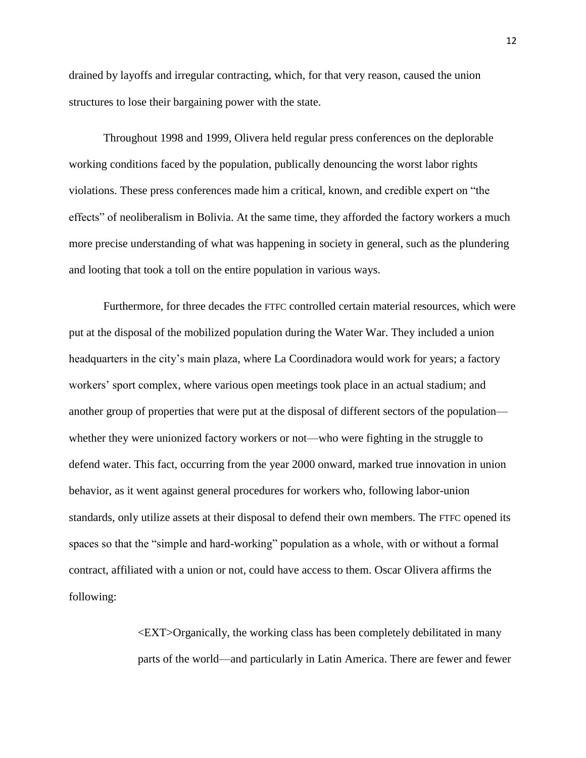drained by layoffs and irregular contracting, which, for that very reason, caused the union structures to lose their bargaining power with the state.

Throughout 1998 and 1999, Olivera held regular press conferences on the deplorable working conditions faced by the population, publically denouncing the worst labor rights violations. These press conferences made him a critical, known, and credible expert on "the effects" of neoliberalism in Bolivia. At the same time, they afforded the factory workers a much more precise understanding of what was happening in society in general, such as the plundering and looting that took a toll on the entire population in various ways.

Furthermore, for three decades the FTFC controlled certain material resources, which were put at the disposal of the mobilized population during the Water War. They included a union headquarters in the city's main plaza, where La Coordinadora would work for years; a factory workers' sport complex, where various open meetings took place in an actual stadium; and another group of properties that were put at the disposal of different sectors of the population—whether they were unionized factory workers or not—who were fighting in the struggle to defend water. This fact, occurring from the year 2000 onward, marked true innovation in union behavior, as it went against general procedures for workers who, following labor-union standards, only utilize assets at their disposal to defend their own members. The FTFC opened its spaces so that the "simple and hard-working" population as a whole, with or without a formal contract, affiliated with a union or not, could have access to them. Oscar Olivera affirms the following:

> <EXT>Organically, the working class has been completely debilitated in many parts of the world—and particularly in Latin America. There are fewer and fewer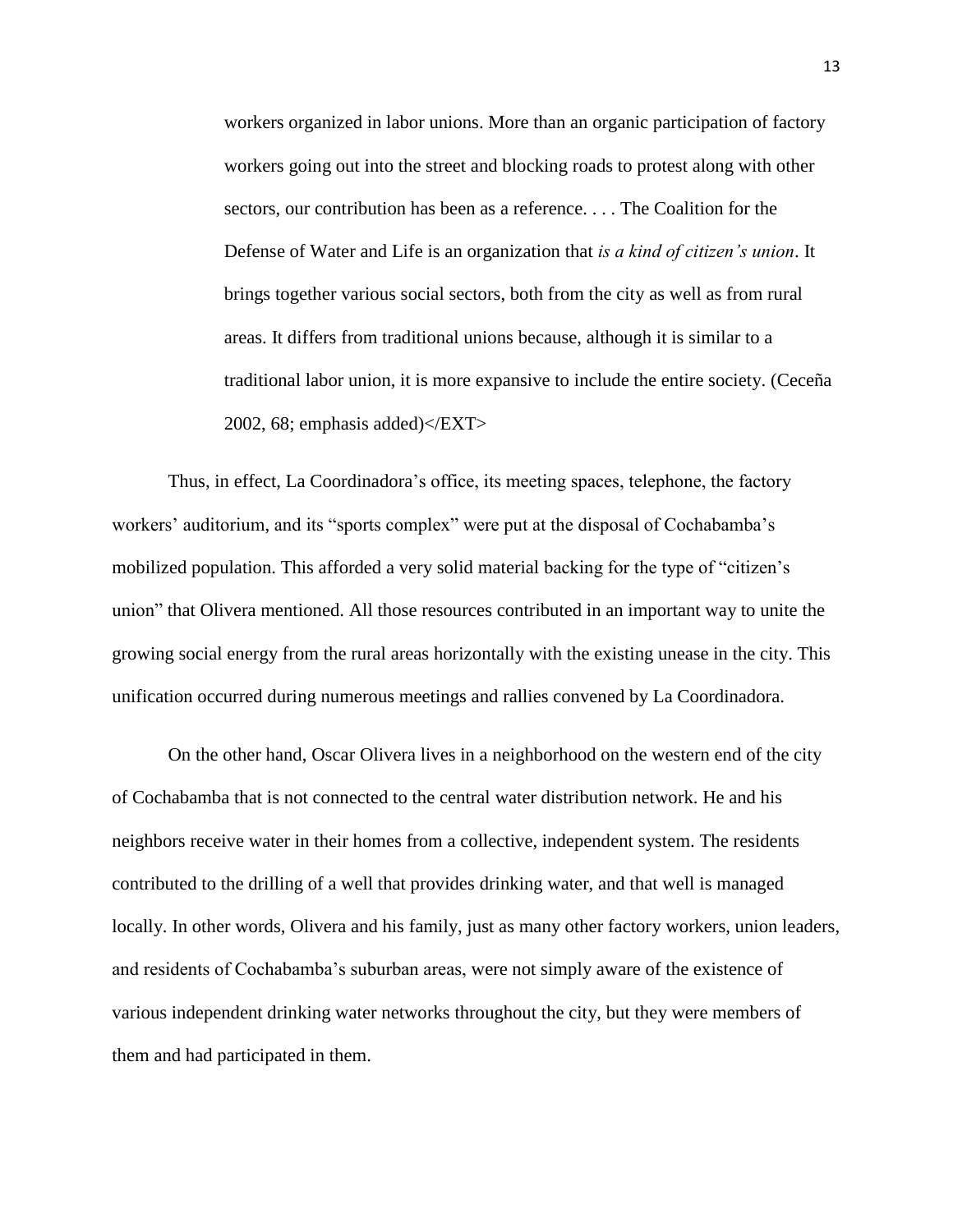> workers organized in labor unions. More than an organic participation of factory workers going out into the street and blocking roads to protest along with other sectors, our contribution has been as a reference. . . . The Coalition for the Defense of Water and Life is an organization that *is a kind of citizen's union*. It brings together various social sectors, both from the city as well as from rural areas. It differs from traditional unions because, although it is similar to a traditional labor union, it is more expansive to include the entire society. (Ceceña 2002, 68; emphasis added)</EXT>

Thus, in effect, La Coordinadora's office, its meeting spaces, telephone, the factory workers' auditorium, and its "sports complex" were put at the disposal of Cochabamba's mobilized population. This afforded a very solid material backing for the type of "citizen's union" that Olivera mentioned. All those resources contributed in an important way to unite the growing social energy from the rural areas horizontally with the existing unease in the city. This unification occurred during numerous meetings and rallies convened by La Coordinadora.

On the other hand, Oscar Olivera lives in a neighborhood on the western end of the city of Cochabamba that is not connected to the central water distribution network. He and his neighbors receive water in their homes from a collective, independent system. The residents contributed to the drilling of a well that provides drinking water, and that well is managed locally. In other words, Olivera and his family, just as many other factory workers, union leaders, and residents of Cochabamba's suburban areas, were not simply aware of the existence of various independent drinking water networks throughout the city, but they were members of them and had participated in them.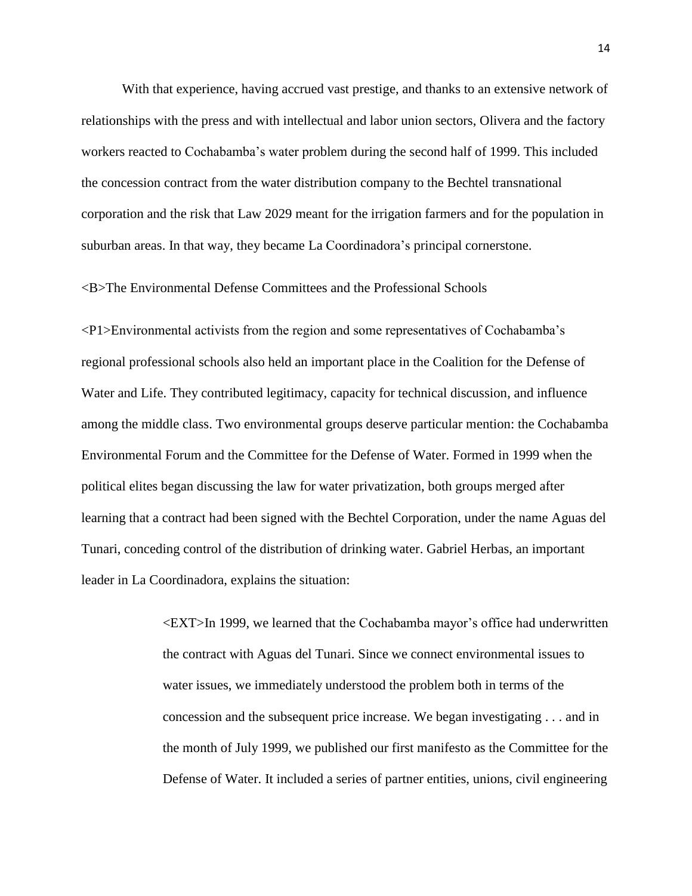With that experience, having accrued vast prestige, and thanks to an extensive network of relationships with the press and with intellectual and labor union sectors, Olivera and the factory workers reacted to Cochabamba's water problem during the second half of 1999. This included the concession contract from the water distribution company to the Bechtel transnational corporation and the risk that Law 2029 meant for the irrigation farmers and for the population in suburban areas. In that way, they became La Coordinadora's principal cornerstone.

<B>The Environmental Defense Committees and the Professional Schools

<P1>Environmental activists from the region and some representatives of Cochabamba's regional professional schools also held an important place in the Coalition for the Defense of Water and Life. They contributed legitimacy, capacity for technical discussion, and influence among the middle class. Two environmental groups deserve particular mention: the Cochabamba Environmental Forum and the Committee for the Defense of Water. Formed in 1999 when the political elites began discussing the law for water privatization, both groups merged after learning that a contract had been signed with the Bechtel Corporation, under the name Aguas del Tunari, conceding control of the distribution of drinking water. Gabriel Herbas, an important leader in La Coordinadora, explains the situation:

> <EXT>In 1999, we learned that the Cochabamba mayor's office had underwritten the contract with Aguas del Tunari. Since we connect environmental issues to water issues, we immediately understood the problem both in terms of the concession and the subsequent price increase. We began investigating . . . and in the month of July 1999, we published our first manifesto as the Committee for the Defense of Water. It included a series of partner entities, unions, civil engineering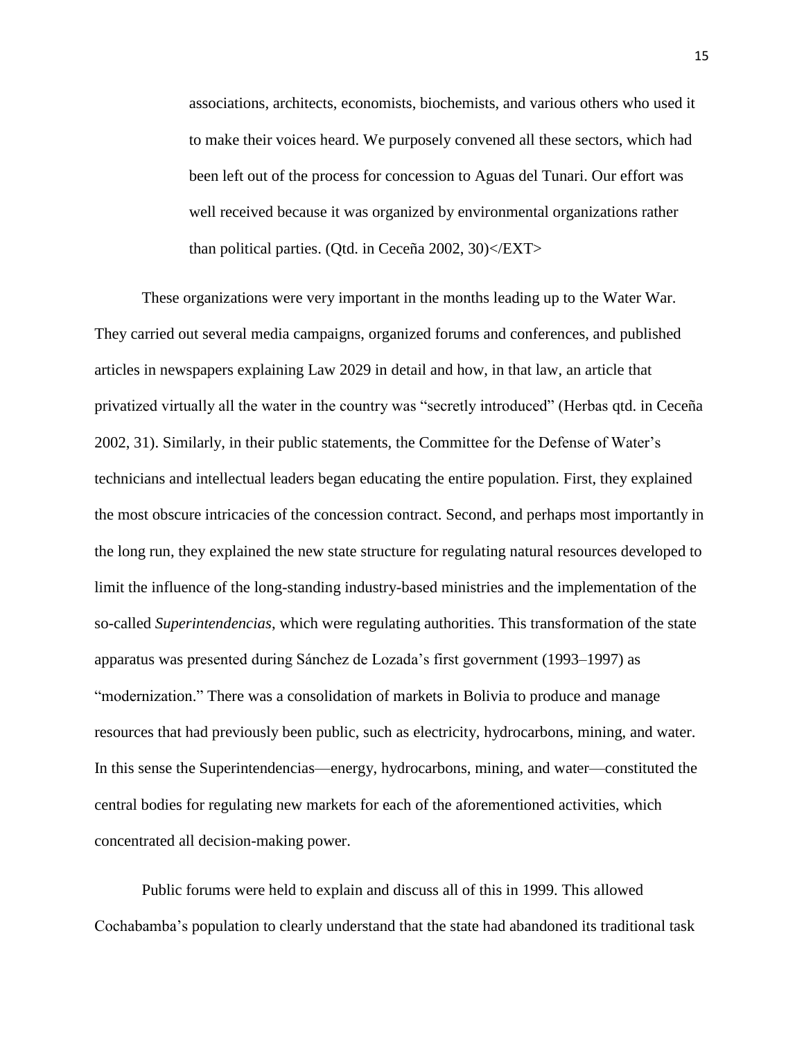> associations, architects, economists, biochemists, and various others who used it to make their voices heard. We purposely convened all these sectors, which had been left out of the process for concession to Aguas del Tunari. Our effort was well received because it was organized by environmental organizations rather than political parties. (Qtd. in Ceceña 2002, 30)</EXT>

These organizations were very important in the months leading up to the Water War. They carried out several media campaigns, organized forums and conferences, and published articles in newspapers explaining Law 2029 in detail and how, in that law, an article that privatized virtually all the water in the country was "secretly introduced" (Herbas qtd. in Ceceña 2002, 31). Similarly, in their public statements, the Committee for the Defense of Water's technicians and intellectual leaders began educating the entire population. First, they explained the most obscure intricacies of the concession contract. Second, and perhaps most importantly in the long run, they explained the new state structure for regulating natural resources developed to limit the influence of the long-standing industry-based ministries and the implementation of the so-called *Superintendencias*, which were regulating authorities. This transformation of the state apparatus was presented during Sánchez de Lozada's first government (1993–1997) as "modernization." There was a consolidation of markets in Bolivia to produce and manage resources that had previously been public, such as electricity, hydrocarbons, mining, and water. In this sense the Superintendencias—energy, hydrocarbons, mining, and water—constituted the central bodies for regulating new markets for each of the aforementioned activities, which concentrated all decision-making power.

Public forums were held to explain and discuss all of this in 1999. This allowed Cochabamba's population to clearly understand that the state had abandoned its traditional task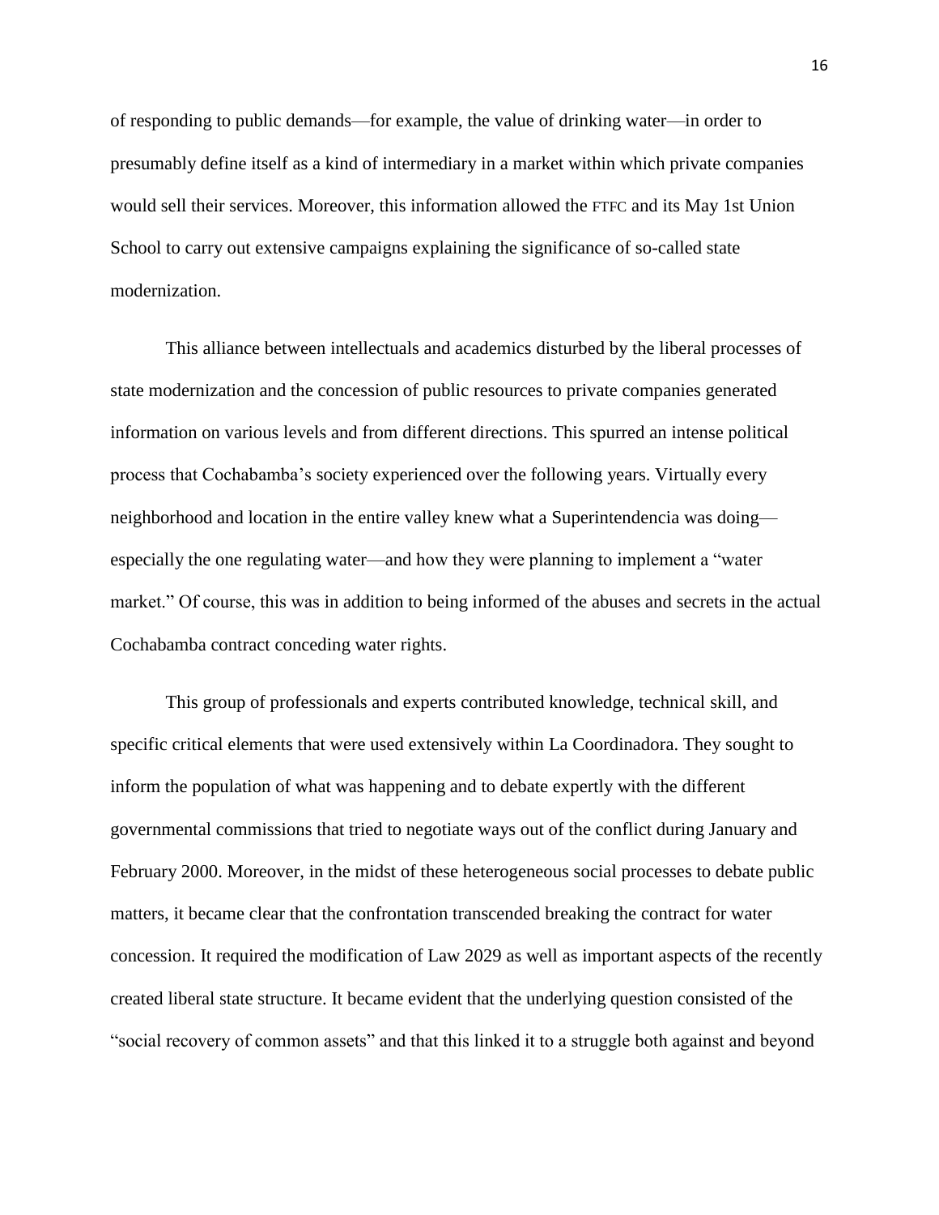of responding to public demands—for example, the value of drinking water—in order to presumably define itself as a kind of intermediary in a market within which private companies would sell their services. Moreover, this information allowed the FTFC and its May 1st Union School to carry out extensive campaigns explaining the significance of so-called state modernization.

This alliance between intellectuals and academics disturbed by the liberal processes of state modernization and the concession of public resources to private companies generated information on various levels and from different directions. This spurred an intense political process that Cochabamba's society experienced over the following years. Virtually every neighborhood and location in the entire valley knew what a Superintendencia was doing—especially the one regulating water—and how they were planning to implement a "water market." Of course, this was in addition to being informed of the abuses and secrets in the actual Cochabamba contract conceding water rights.

This group of professionals and experts contributed knowledge, technical skill, and specific critical elements that were used extensively within La Coordinadora. They sought to inform the population of what was happening and to debate expertly with the different governmental commissions that tried to negotiate ways out of the conflict during January and February 2000. Moreover, in the midst of these heterogeneous social processes to debate public matters, it became clear that the confrontation transcended breaking the contract for water concession. It required the modification of Law 2029 as well as important aspects of the recently created liberal state structure. It became evident that the underlying question consisted of the "social recovery of common assets" and that this linked it to a struggle both against and beyond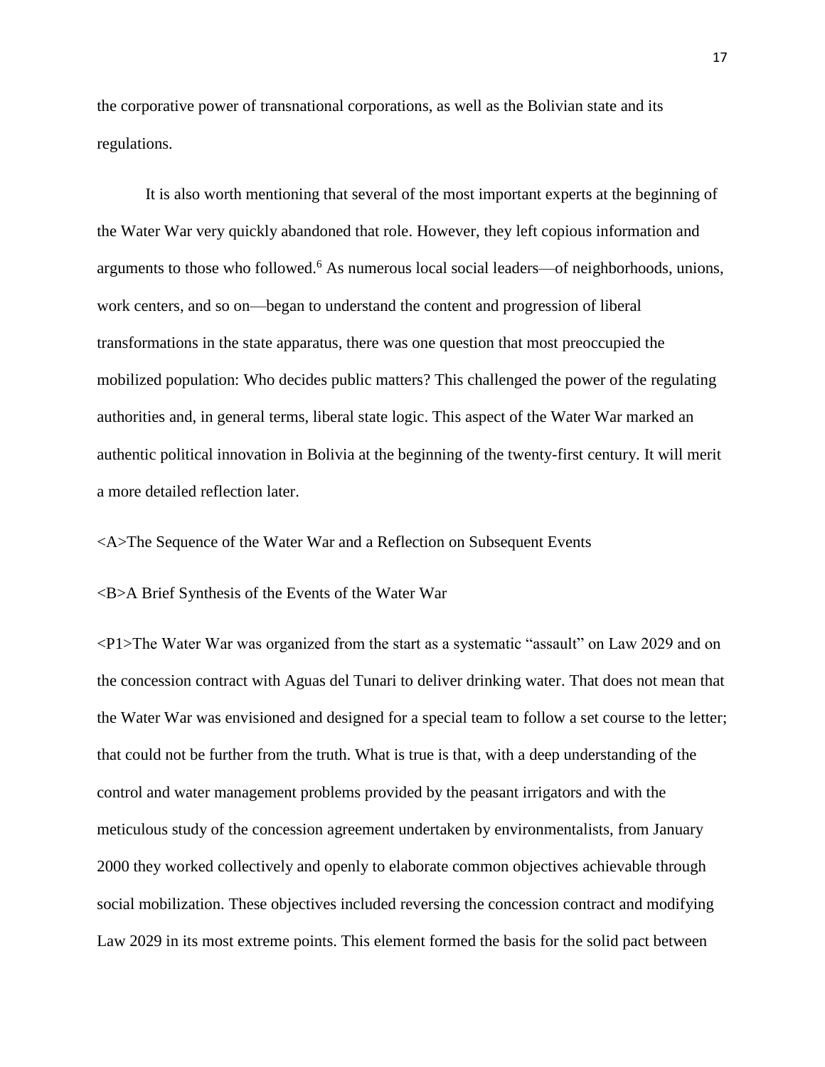the corporative power of transnational corporations, as well as the Bolivian state and its regulations.

It is also worth mentioning that several of the most important experts at the beginning of the Water War very quickly abandoned that role. However, they left copious information and arguments to those who followed.[6] As numerous local social leaders—of neighborhoods, unions, work centers, and so on—began to understand the content and progression of liberal transformations in the state apparatus, there was one question that most preoccupied the mobilized population: Who decides public matters? This challenged the power of the regulating authorities and, in general terms, liberal state logic. This aspect of the Water War marked an authentic political innovation in Bolivia at the beginning of the twenty-first century. It will merit a more detailed reflection later.

## The Sequence of the Water War and a Reflection on Subsequent Events

### A Brief Synthesis of the Events of the Water War

The Water War was organized from the start as a systematic "assault" on Law 2029 and on the concession contract with Aguas del Tunari to deliver drinking water. That does not mean that the Water War was envisioned and designed for a special team to follow a set course to the letter; that could not be further from the truth. What is true is that, with a deep understanding of the control and water management problems provided by the peasant irrigators and with the meticulous study of the concession agreement undertaken by environmentalists, from January 2000 they worked collectively and openly to elaborate common objectives achievable through social mobilization. These objectives included reversing the concession contract and modifying Law 2029 in its most extreme points. This element formed the basis for the solid pact between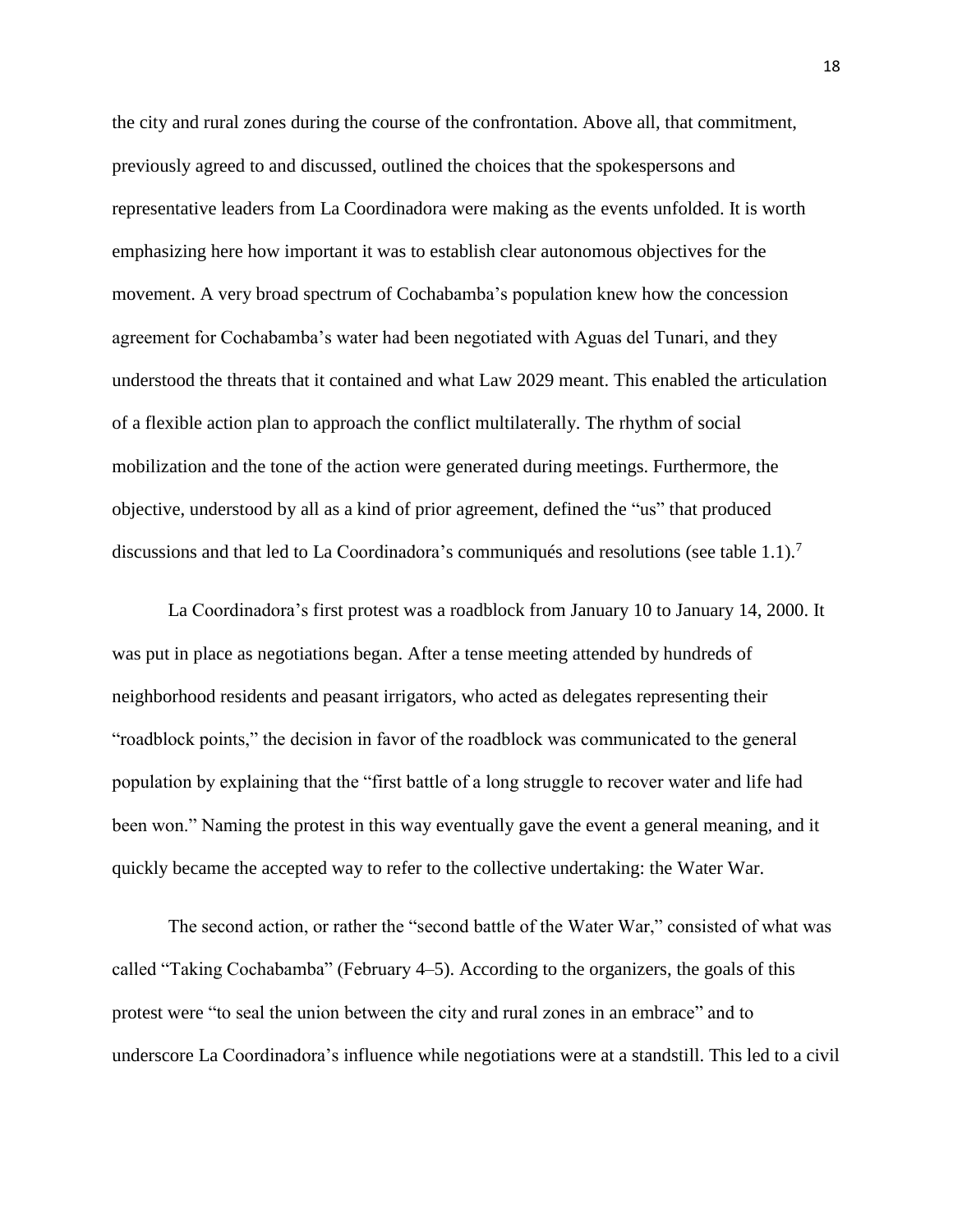the city and rural zones during the course of the confrontation. Above all, that commitment, previously agreed to and discussed, outlined the choices that the spokespersons and representative leaders from La Coordinadora were making as the events unfolded. It is worth emphasizing here how important it was to establish clear autonomous objectives for the movement. A very broad spectrum of Cochabamba's population knew how the concession agreement for Cochabamba's water had been negotiated with Aguas del Tunari, and they understood the threats that it contained and what Law 2029 meant. This enabled the articulation of a flexible action plan to approach the conflict multilaterally. The rhythm of social mobilization and the tone of the action were generated during meetings. Furthermore, the objective, understood by all as a kind of prior agreement, defined the "us" that produced discussions and that led to La Coordinadora's communiqués and resolutions (see table 1.1).[7]

La Coordinadora's first protest was a roadblock from January 10 to January 14, 2000. It was put in place as negotiations began. After a tense meeting attended by hundreds of neighborhood residents and peasant irrigators, who acted as delegates representing their "roadblock points," the decision in favor of the roadblock was communicated to the general population by explaining that the "first battle of a long struggle to recover water and life had been won." Naming the protest in this way eventually gave the event a general meaning, and it quickly became the accepted way to refer to the collective undertaking: the Water War.

The second action, or rather the "second battle of the Water War," consisted of what was called "Taking Cochabamba" (February 4–5). According to the organizers, the goals of this protest were "to seal the union between the city and rural zones in an embrace" and to underscore La Coordinadora's influence while negotiations were at a standstill. This led to a civil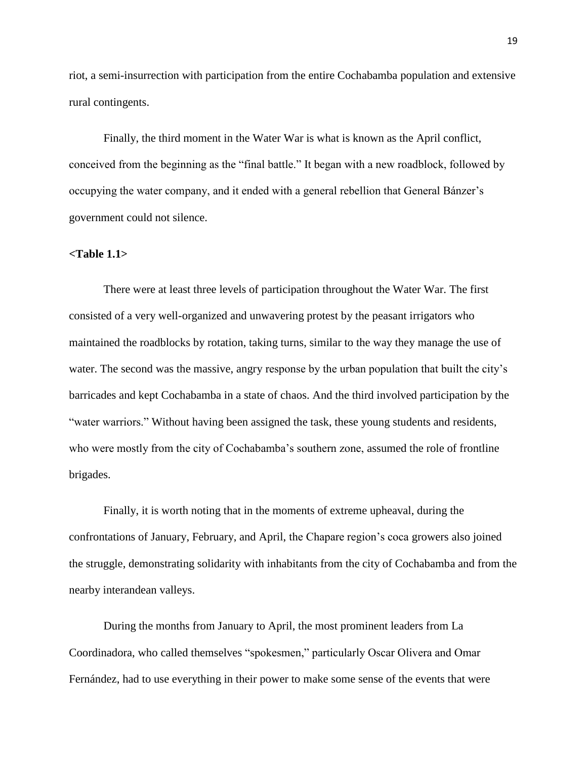riot, a semi-insurrection with participation from the entire Cochabamba population and extensive rural contingents.

Finally, the third moment in the Water War is what is known as the April conflict, conceived from the beginning as the "final battle." It began with a new roadblock, followed by occupying the water company, and it ended with a general rebellion that General Bánzer's government could not silence.

**<Table 1.1>**

There were at least three levels of participation throughout the Water War. The first consisted of a very well-organized and unwavering protest by the peasant irrigators who maintained the roadblocks by rotation, taking turns, similar to the way they manage the use of water. The second was the massive, angry response by the urban population that built the city's barricades and kept Cochabamba in a state of chaos. And the third involved participation by the "water warriors." Without having been assigned the task, these young students and residents, who were mostly from the city of Cochabamba's southern zone, assumed the role of frontline brigades.

Finally, it is worth noting that in the moments of extreme upheaval, during the confrontations of January, February, and April, the Chapare region's coca growers also joined the struggle, demonstrating solidarity with inhabitants from the city of Cochabamba and from the nearby interandean valleys.

During the months from January to April, the most prominent leaders from La Coordinadora, who called themselves "spokesmen," particularly Oscar Olivera and Omar Fernández, had to use everything in their power to make some sense of the events that were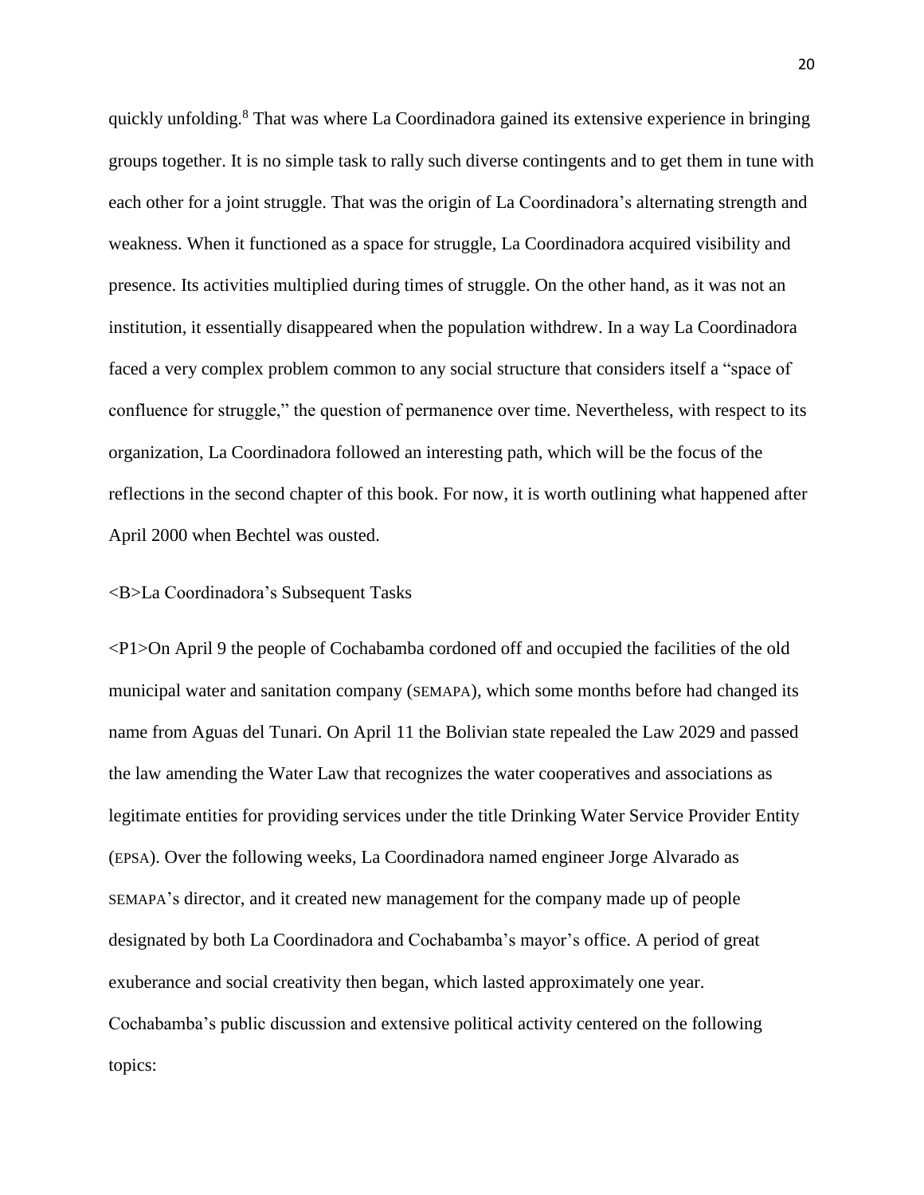quickly unfolding.[8] That was where La Coordinadora gained its extensive experience in bringing groups together. It is no simple task to rally such diverse contingents and to get them in tune with each other for a joint struggle. That was the origin of La Coordinadora's alternating strength and weakness. When it functioned as a space for struggle, La Coordinadora acquired visibility and presence. Its activities multiplied during times of struggle. On the other hand, as it was not an institution, it essentially disappeared when the population withdrew. In a way La Coordinadora faced a very complex problem common to any social structure that considers itself a "space of confluence for struggle," the question of permanence over time. Nevertheless, with respect to its organization, La Coordinadora followed an interesting path, which will be the focus of the reflections in the second chapter of this book. For now, it is worth outlining what happened after April 2000 when Bechtel was ousted.

<B>La Coordinadora's Subsequent Tasks

<P1>On April 9 the people of Cochabamba cordoned off and occupied the facilities of the old municipal water and sanitation company (SEMAPA), which some months before had changed its name from Aguas del Tunari. On April 11 the Bolivian state repealed the Law 2029 and passed the law amending the Water Law that recognizes the water cooperatives and associations as legitimate entities for providing services under the title Drinking Water Service Provider Entity (EPSA). Over the following weeks, La Coordinadora named engineer Jorge Alvarado as SEMAPA's director, and it created new management for the company made up of people designated by both La Coordinadora and Cochabamba's mayor's office. A period of great exuberance and social creativity then began, which lasted approximately one year. Cochabamba's public discussion and extensive political activity centered on the following topics: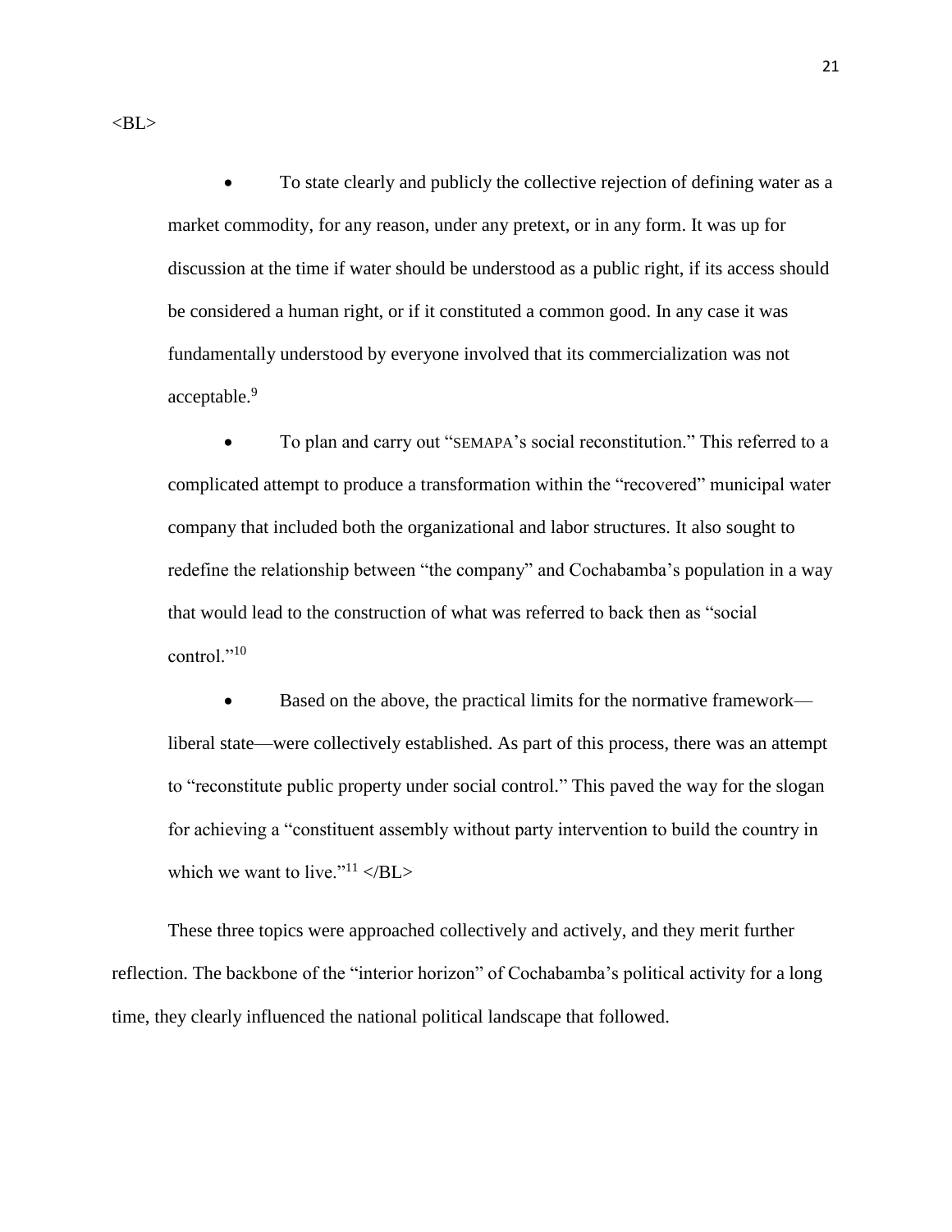<BL>

- To state clearly and publicly the collective rejection of defining water as a market commodity, for any reason, under any pretext, or in any form. It was up for discussion at the time if water should be understood as a public right, if its access should be considered a human right, or if it constituted a common good. In any case it was fundamentally understood by everyone involved that its commercialization was not acceptable.[9]

- To plan and carry out "SEMAPA's social reconstitution." This referred to a complicated attempt to produce a transformation within the "recovered" municipal water company that included both the organizational and labor structures. It also sought to redefine the relationship between "the company" and Cochabamba's population in a way that would lead to the construction of what was referred to back then as "social control."[10]

- Based on the above, the practical limits for the normative framework—liberal state—were collectively established. As part of this process, there was an attempt to "reconstitute public property under social control." This paved the way for the slogan for achieving a "constituent assembly without party intervention to build the country in which we want to live."[11] </BL>

These three topics were approached collectively and actively, and they merit further reflection. The backbone of the "interior horizon" of Cochabamba's political activity for a long time, they clearly influenced the national political landscape that followed.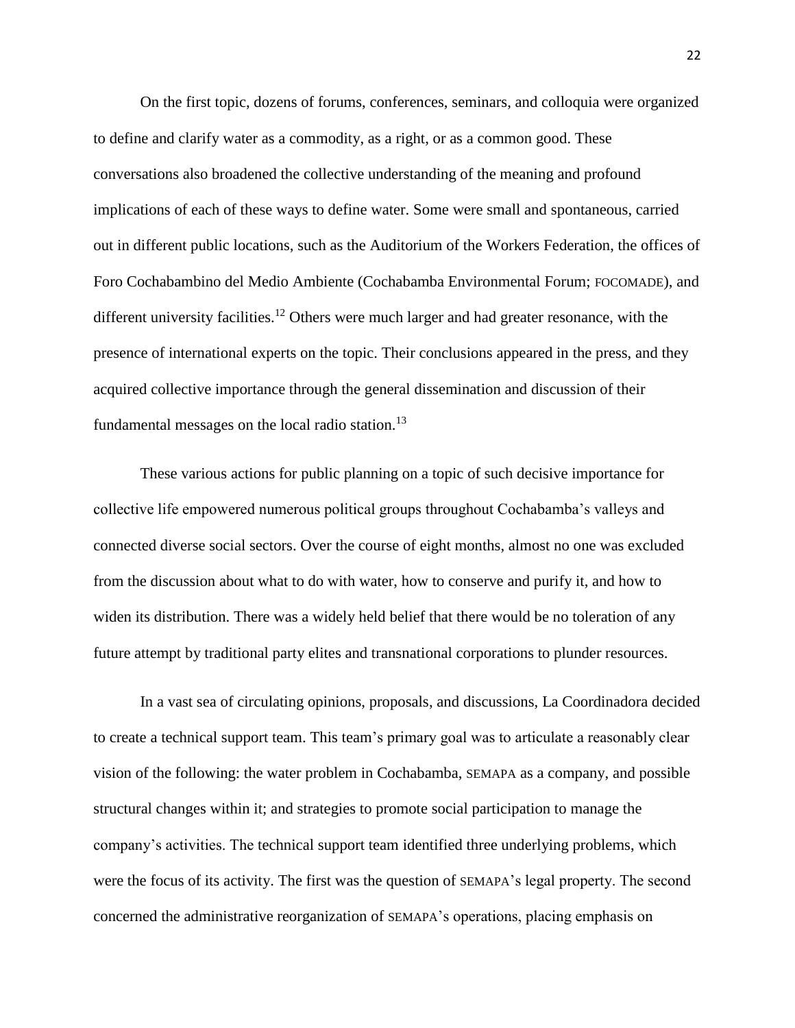On the first topic, dozens of forums, conferences, seminars, and colloquia were organized to define and clarify water as a commodity, as a right, or as a common good. These conversations also broadened the collective understanding of the meaning and profound implications of each of these ways to define water. Some were small and spontaneous, carried out in different public locations, such as the Auditorium of the Workers Federation, the offices of Foro Cochabambino del Medio Ambiente (Cochabamba Environmental Forum; FOCOMADE), and different university facilities.[12] Others were much larger and had greater resonance, with the presence of international experts on the topic. Their conclusions appeared in the press, and they acquired collective importance through the general dissemination and discussion of their fundamental messages on the local radio station.[13]

These various actions for public planning on a topic of such decisive importance for collective life empowered numerous political groups throughout Cochabamba's valleys and connected diverse social sectors. Over the course of eight months, almost no one was excluded from the discussion about what to do with water, how to conserve and purify it, and how to widen its distribution. There was a widely held belief that there would be no toleration of any future attempt by traditional party elites and transnational corporations to plunder resources.

In a vast sea of circulating opinions, proposals, and discussions, La Coordinadora decided to create a technical support team. This team's primary goal was to articulate a reasonably clear vision of the following: the water problem in Cochabamba, SEMAPA as a company, and possible structural changes within it; and strategies to promote social participation to manage the company's activities. The technical support team identified three underlying problems, which were the focus of its activity. The first was the question of SEMAPA's legal property. The second concerned the administrative reorganization of SEMAPA's operations, placing emphasis on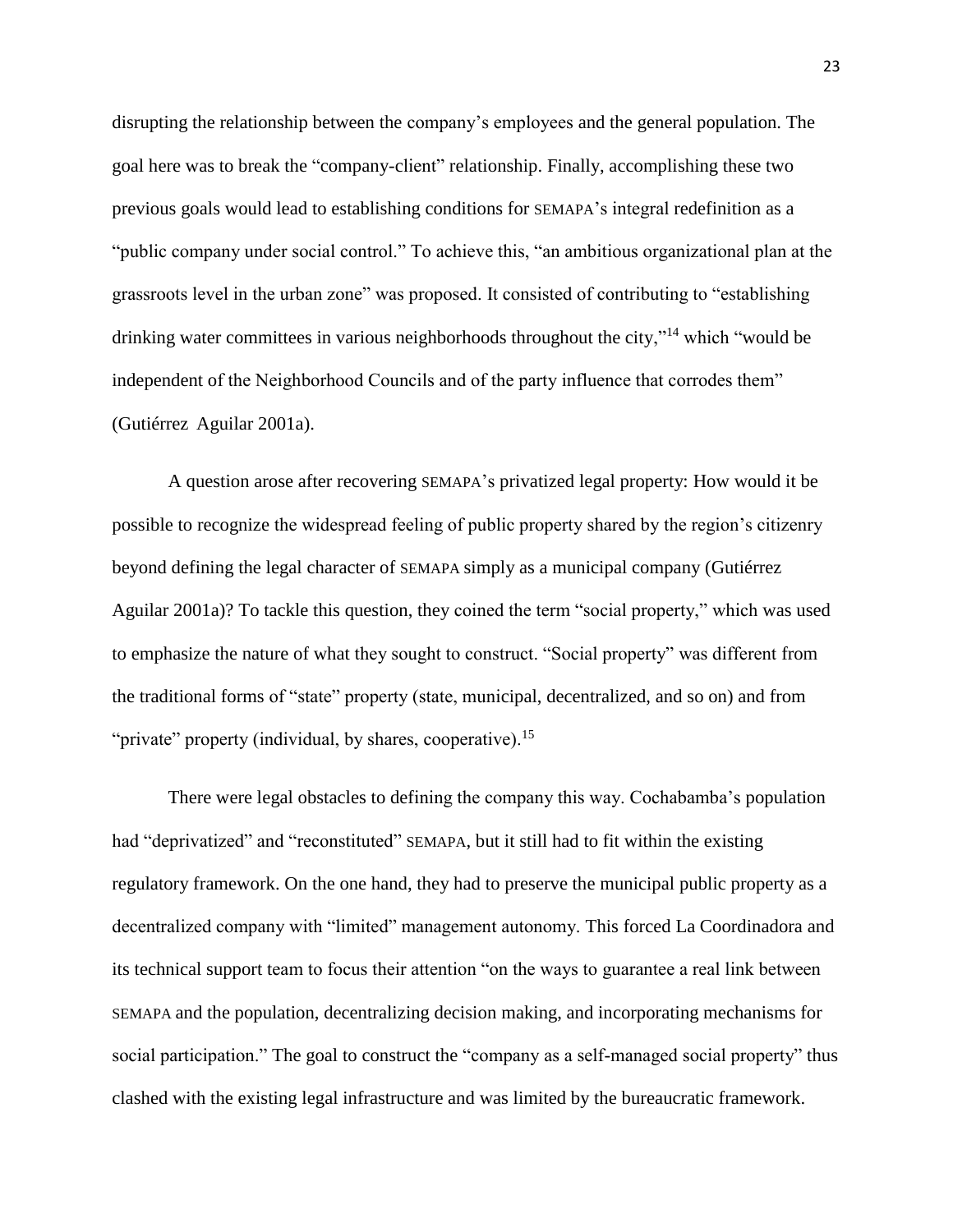disrupting the relationship between the company's employees and the general population. The goal here was to break the "company-client" relationship. Finally, accomplishing these two previous goals would lead to establishing conditions for SEMAPA's integral redefinition as a "public company under social control." To achieve this, "an ambitious organizational plan at the grassroots level in the urban zone" was proposed. It consisted of contributing to "establishing drinking water committees in various neighborhoods throughout the city,"[14] which "would be independent of the Neighborhood Councils and of the party influence that corrodes them" (Gutiérrez Aguilar 2001a).

A question arose after recovering SEMAPA's privatized legal property: How would it be possible to recognize the widespread feeling of public property shared by the region's citizenry beyond defining the legal character of SEMAPA simply as a municipal company (Gutiérrez Aguilar 2001a)? To tackle this question, they coined the term "social property," which was used to emphasize the nature of what they sought to construct. "Social property" was different from the traditional forms of "state" property (state, municipal, decentralized, and so on) and from "private" property (individual, by shares, cooperative).[15]

There were legal obstacles to defining the company this way. Cochabamba's population had "deprivatized" and "reconstituted" SEMAPA, but it still had to fit within the existing regulatory framework. On the one hand, they had to preserve the municipal public property as a decentralized company with "limited" management autonomy. This forced La Coordinadora and its technical support team to focus their attention "on the ways to guarantee a real link between SEMAPA and the population, decentralizing decision making, and incorporating mechanisms for social participation." The goal to construct the "company as a self-managed social property" thus clashed with the existing legal infrastructure and was limited by the bureaucratic framework.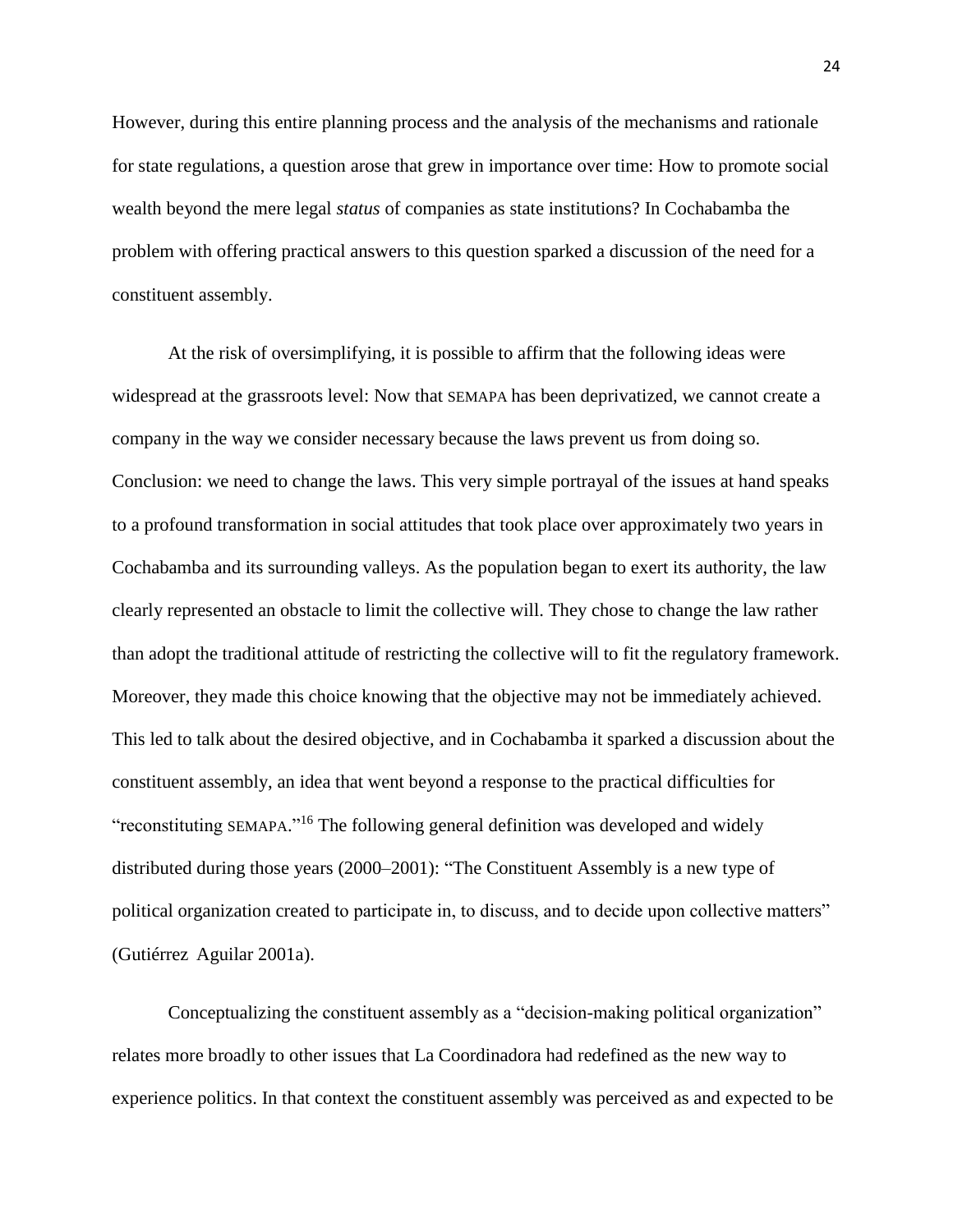However, during this entire planning process and the analysis of the mechanisms and rationale for state regulations, a question arose that grew in importance over time: How to promote social wealth beyond the mere legal *status* of companies as state institutions? In Cochabamba the problem with offering practical answers to this question sparked a discussion of the need for a constituent assembly.

At the risk of oversimplifying, it is possible to affirm that the following ideas were widespread at the grassroots level: Now that SEMAPA has been deprivatized, we cannot create a company in the way we consider necessary because the laws prevent us from doing so. Conclusion: we need to change the laws. This very simple portrayal of the issues at hand speaks to a profound transformation in social attitudes that took place over approximately two years in Cochabamba and its surrounding valleys. As the population began to exert its authority, the law clearly represented an obstacle to limit the collective will. They chose to change the law rather than adopt the traditional attitude of restricting the collective will to fit the regulatory framework. Moreover, they made this choice knowing that the objective may not be immediately achieved. This led to talk about the desired objective, and in Cochabamba it sparked a discussion about the constituent assembly, an idea that went beyond a response to the practical difficulties for "reconstituting SEMAPA."[16] The following general definition was developed and widely distributed during those years (2000–2001): "The Constituent Assembly is a new type of political organization created to participate in, to discuss, and to decide upon collective matters" (Gutiérrez Aguilar 2001a).

Conceptualizing the constituent assembly as a "decision-making political organization" relates more broadly to other issues that La Coordinadora had redefined as the new way to experience politics. In that context the constituent assembly was perceived as and expected to be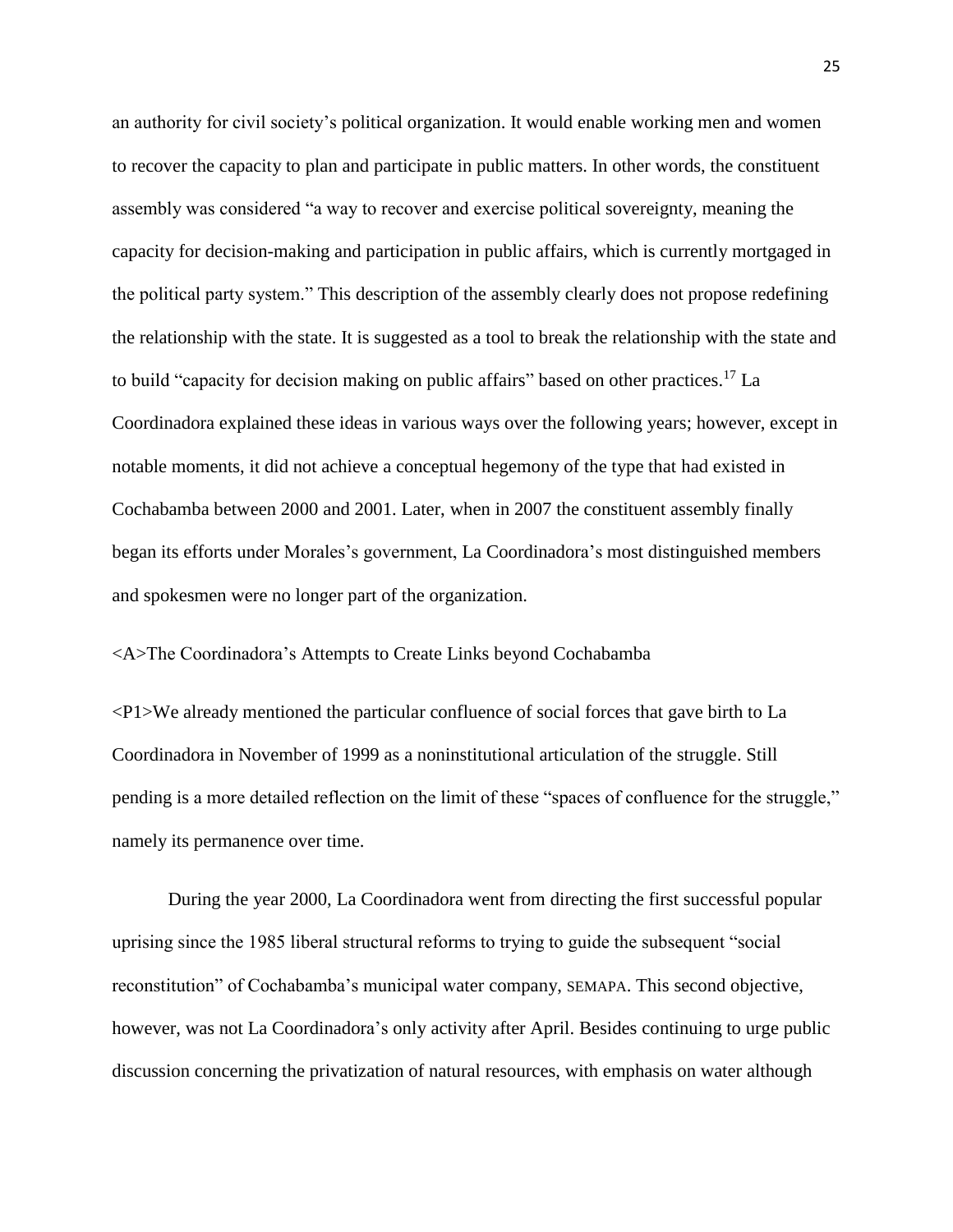an authority for civil society's political organization. It would enable working men and women to recover the capacity to plan and participate in public matters. In other words, the constituent assembly was considered "a way to recover and exercise political sovereignty, meaning the capacity for decision-making and participation in public affairs, which is currently mortgaged in the political party system." This description of the assembly clearly does not propose redefining the relationship with the state. It is suggested as a tool to break the relationship with the state and to build "capacity for decision making on public affairs" based on other practices.[17] La Coordinadora explained these ideas in various ways over the following years; however, except in notable moments, it did not achieve a conceptual hegemony of the type that had existed in Cochabamba between 2000 and 2001. Later, when in 2007 the constituent assembly finally began its efforts under Morales's government, La Coordinadora's most distinguished members and spokesmen were no longer part of the organization.

<A>The Coordinadora's Attempts to Create Links beyond Cochabamba

<P1>We already mentioned the particular confluence of social forces that gave birth to La Coordinadora in November of 1999 as a noninstitutional articulation of the struggle. Still pending is a more detailed reflection on the limit of these "spaces of confluence for the struggle," namely its permanence over time.

During the year 2000, La Coordinadora went from directing the first successful popular uprising since the 1985 liberal structural reforms to trying to guide the subsequent "social reconstitution" of Cochabamba's municipal water company, SEMAPA. This second objective, however, was not La Coordinadora's only activity after April. Besides continuing to urge public discussion concerning the privatization of natural resources, with emphasis on water although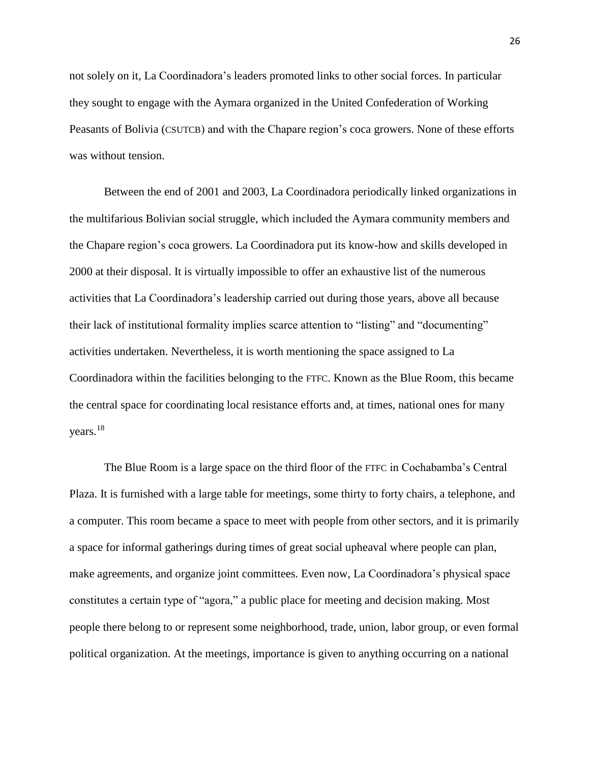not solely on it, La Coordinadora's leaders promoted links to other social forces. In particular they sought to engage with the Aymara organized in the United Confederation of Working Peasants of Bolivia (CSUTCB) and with the Chapare region's coca growers. None of these efforts was without tension.

Between the end of 2001 and 2003, La Coordinadora periodically linked organizations in the multifarious Bolivian social struggle, which included the Aymara community members and the Chapare region's coca growers. La Coordinadora put its know-how and skills developed in 2000 at their disposal. It is virtually impossible to offer an exhaustive list of the numerous activities that La Coordinadora's leadership carried out during those years, above all because their lack of institutional formality implies scarce attention to "listing" and "documenting" activities undertaken. Nevertheless, it is worth mentioning the space assigned to La Coordinadora within the facilities belonging to the FTFC. Known as the Blue Room, this became the central space for coordinating local resistance efforts and, at times, national ones for many years.[18]

The Blue Room is a large space on the third floor of the FTFC in Cochabamba's Central Plaza. It is furnished with a large table for meetings, some thirty to forty chairs, a telephone, and a computer. This room became a space to meet with people from other sectors, and it is primarily a space for informal gatherings during times of great social upheaval where people can plan, make agreements, and organize joint committees. Even now, La Coordinadora's physical space constitutes a certain type of "agora," a public place for meeting and decision making. Most people there belong to or represent some neighborhood, trade, union, labor group, or even formal political organization. At the meetings, importance is given to anything occurring on a national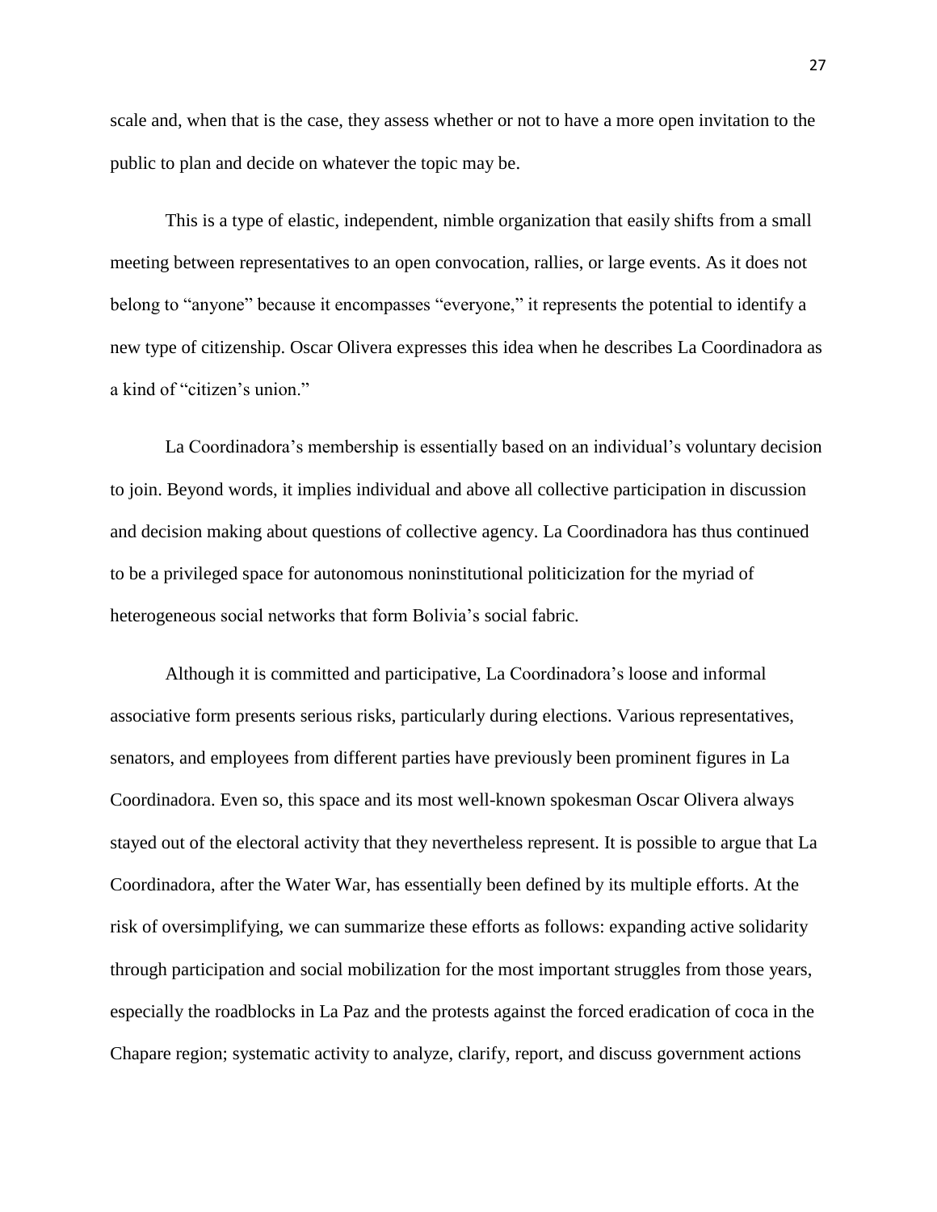scale and, when that is the case, they assess whether or not to have a more open invitation to the public to plan and decide on whatever the topic may be.

This is a type of elastic, independent, nimble organization that easily shifts from a small meeting between representatives to an open convocation, rallies, or large events. As it does not belong to "anyone" because it encompasses "everyone," it represents the potential to identify a new type of citizenship. Oscar Olivera expresses this idea when he describes La Coordinadora as a kind of "citizen's union."

La Coordinadora's membership is essentially based on an individual's voluntary decision to join. Beyond words, it implies individual and above all collective participation in discussion and decision making about questions of collective agency. La Coordinadora has thus continued to be a privileged space for autonomous noninstitutional politicization for the myriad of heterogeneous social networks that form Bolivia's social fabric.

Although it is committed and participative, La Coordinadora's loose and informal associative form presents serious risks, particularly during elections. Various representatives, senators, and employees from different parties have previously been prominent figures in La Coordinadora. Even so, this space and its most well-known spokesman Oscar Olivera always stayed out of the electoral activity that they nevertheless represent. It is possible to argue that La Coordinadora, after the Water War, has essentially been defined by its multiple efforts. At the risk of oversimplifying, we can summarize these efforts as follows: expanding active solidarity through participation and social mobilization for the most important struggles from those years, especially the roadblocks in La Paz and the protests against the forced eradication of coca in the Chapare region; systematic activity to analyze, clarify, report, and discuss government actions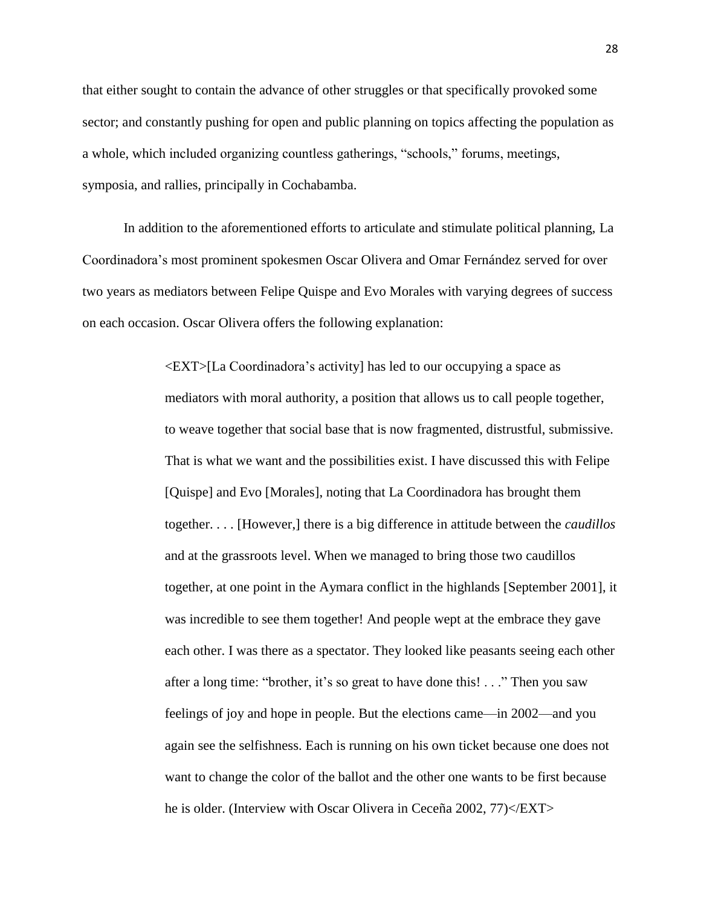that either sought to contain the advance of other struggles or that specifically provoked some sector; and constantly pushing for open and public planning on topics affecting the population as a whole, which included organizing countless gatherings, "schools," forums, meetings, symposia, and rallies, principally in Cochabamba.

In addition to the aforementioned efforts to articulate and stimulate political planning, La Coordinadora's most prominent spokesmen Oscar Olivera and Omar Fernández served for over two years as mediators between Felipe Quispe and Evo Morales with varying degrees of success on each occasion. Oscar Olivera offers the following explanation:

> <EXT>[La Coordinadora's activity] has led to our occupying a space as mediators with moral authority, a position that allows us to call people together, to weave together that social base that is now fragmented, distrustful, submissive. That is what we want and the possibilities exist. I have discussed this with Felipe [Quispe] and Evo [Morales], noting that La Coordinadora has brought them together. . . . [However,] there is a big difference in attitude between the *caudillos* and at the grassroots level. When we managed to bring those two caudillos together, at one point in the Aymara conflict in the highlands [September 2001], it was incredible to see them together! And people wept at the embrace they gave each other. I was there as a spectator. They looked like peasants seeing each other after a long time: "brother, it's so great to have done this! . . ." Then you saw feelings of joy and hope in people. But the elections came—in 2002—and you again see the selfishness. Each is running on his own ticket because one does not want to change the color of the ballot and the other one wants to be first because he is older. (Interview with Oscar Olivera in Ceceña 2002, 77)</EXT>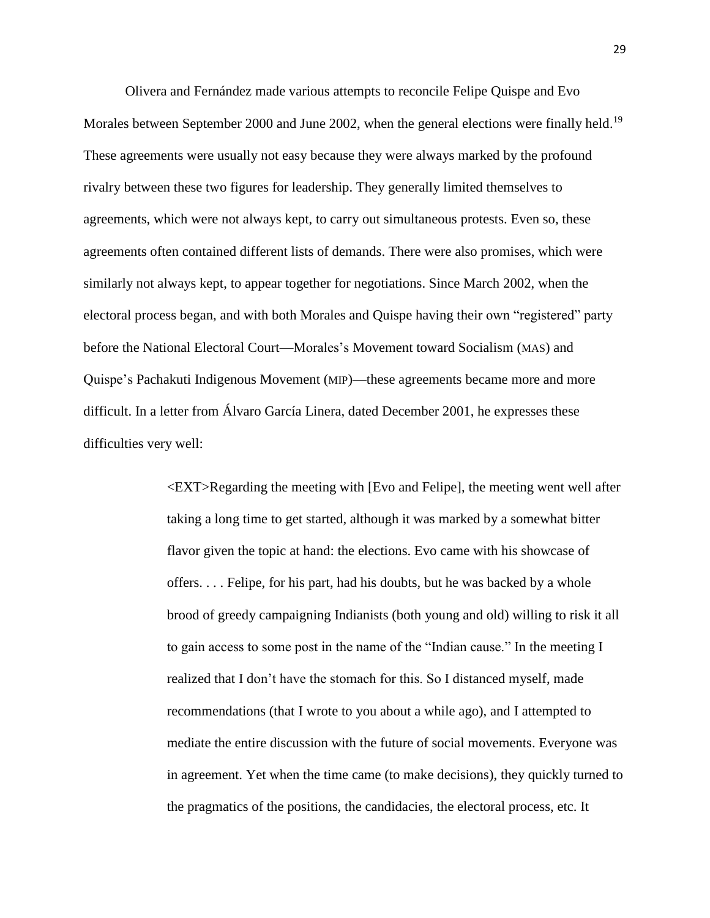Olivera and Fernández made various attempts to reconcile Felipe Quispe and Evo Morales between September 2000 and June 2002, when the general elections were finally held.[19] These agreements were usually not easy because they were always marked by the profound rivalry between these two figures for leadership. They generally limited themselves to agreements, which were not always kept, to carry out simultaneous protests. Even so, these agreements often contained different lists of demands. There were also promises, which were similarly not always kept, to appear together for negotiations. Since March 2002, when the electoral process began, and with both Morales and Quispe having their own "registered" party before the National Electoral Court—Morales's Movement toward Socialism (MAS) and Quispe's Pachakuti Indigenous Movement (MIP)—these agreements became more and more difficult. In a letter from Álvaro García Linera, dated December 2001, he expresses these difficulties very well:

> <EXT>Regarding the meeting with [Evo and Felipe], the meeting went well after taking a long time to get started, although it was marked by a somewhat bitter flavor given the topic at hand: the elections. Evo came with his showcase of offers. . . . Felipe, for his part, had his doubts, but he was backed by a whole brood of greedy campaigning Indianists (both young and old) willing to risk it all to gain access to some post in the name of the "Indian cause." In the meeting I realized that I don't have the stomach for this. So I distanced myself, made recommendations (that I wrote to you about a while ago), and I attempted to mediate the entire discussion with the future of social movements. Everyone was in agreement. Yet when the time came (to make decisions), they quickly turned to the pragmatics of the positions, the candidacies, the electoral process, etc. It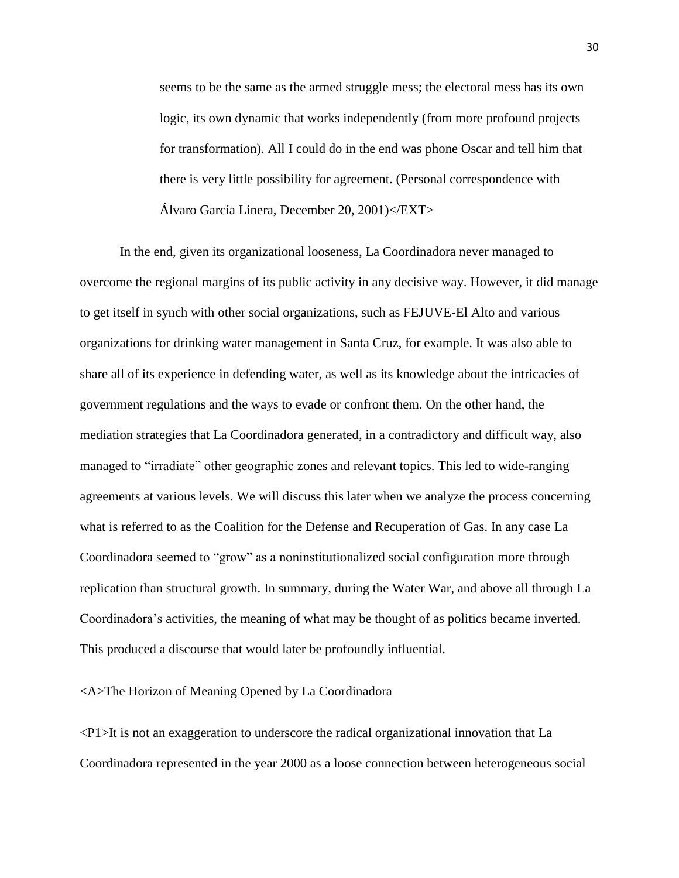> seems to be the same as the armed struggle mess; the electoral mess has its own logic, its own dynamic that works independently (from more profound projects for transformation). All I could do in the end was phone Oscar and tell him that there is very little possibility for agreement. (Personal correspondence with Álvaro García Linera, December 20, 2001)</EXT>

In the end, given its organizational looseness, La Coordinadora never managed to overcome the regional margins of its public activity in any decisive way. However, it did manage to get itself in synch with other social organizations, such as FEJUVE-El Alto and various organizations for drinking water management in Santa Cruz, for example. It was also able to share all of its experience in defending water, as well as its knowledge about the intricacies of government regulations and the ways to evade or confront them. On the other hand, the mediation strategies that La Coordinadora generated, in a contradictory and difficult way, also managed to "irradiate" other geographic zones and relevant topics. This led to wide-ranging agreements at various levels. We will discuss this later when we analyze the process concerning what is referred to as the Coalition for the Defense and Recuperation of Gas. In any case La Coordinadora seemed to "grow" as a noninstitutionalized social configuration more through replication than structural growth. In summary, during the Water War, and above all through La Coordinadora's activities, the meaning of what may be thought of as politics became inverted. This produced a discourse that would later be profoundly influential.

<A>The Horizon of Meaning Opened by La Coordinadora

<P1>It is not an exaggeration to underscore the radical organizational innovation that La Coordinadora represented in the year 2000 as a loose connection between heterogeneous social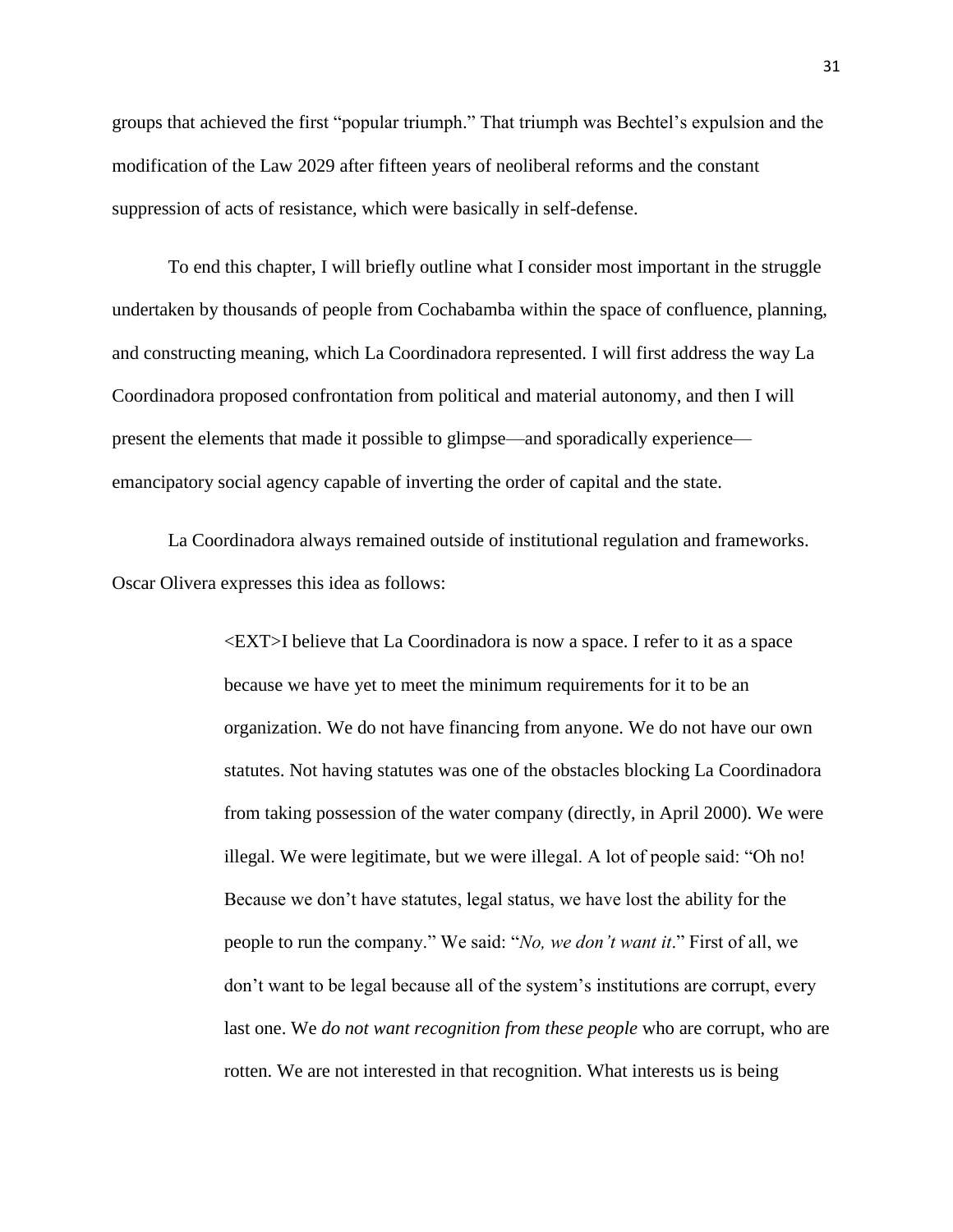groups that achieved the first "popular triumph." That triumph was Bechtel's expulsion and the modification of the Law 2029 after fifteen years of neoliberal reforms and the constant suppression of acts of resistance, which were basically in self-defense.

To end this chapter, I will briefly outline what I consider most important in the struggle undertaken by thousands of people from Cochabamba within the space of confluence, planning, and constructing meaning, which La Coordinadora represented. I will first address the way La Coordinadora proposed confrontation from political and material autonomy, and then I will present the elements that made it possible to glimpse—and sporadically experience—emancipatory social agency capable of inverting the order of capital and the state.

La Coordinadora always remained outside of institutional regulation and frameworks. Oscar Olivera expresses this idea as follows:

> <EXT>I believe that La Coordinadora is now a space. I refer to it as a space because we have yet to meet the minimum requirements for it to be an organization. We do not have financing from anyone. We do not have our own statutes. Not having statutes was one of the obstacles blocking La Coordinadora from taking possession of the water company (directly, in April 2000). We were illegal. We were legitimate, but we were illegal. A lot of people said: "Oh no! Because we don't have statutes, legal status, we have lost the ability for the people to run the company." We said: "*No, we don't want it*." First of all, we don't want to be legal because all of the system's institutions are corrupt, every last one. We *do not want recognition from these people* who are corrupt, who are rotten. We are not interested in that recognition. What interests us is being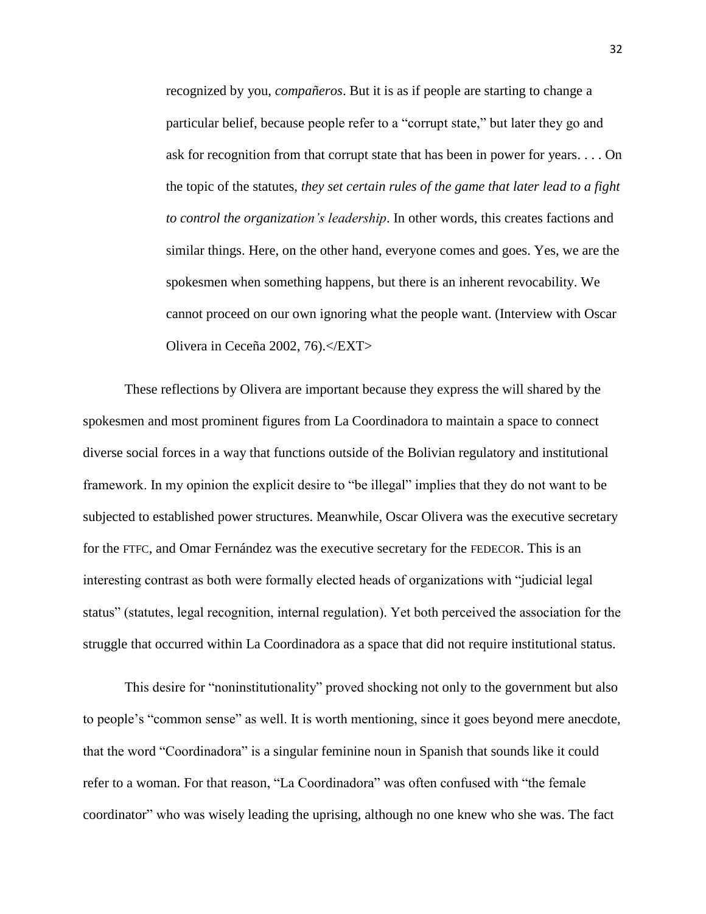> recognized by you, *compañeros*. But it is as if people are starting to change a particular belief, because people refer to a "corrupt state," but later they go and ask for recognition from that corrupt state that has been in power for years. . . . On the topic of the statutes, *they set certain rules of the game that later lead to a fight to control the organization's leadership*. In other words, this creates factions and similar things. Here, on the other hand, everyone comes and goes. Yes, we are the spokesmen when something happens, but there is an inherent revocability. We cannot proceed on our own ignoring what the people want. (Interview with Oscar Olivera in Ceceña 2002, 76).</EXT>

These reflections by Olivera are important because they express the will shared by the spokesmen and most prominent figures from La Coordinadora to maintain a space to connect diverse social forces in a way that functions outside of the Bolivian regulatory and institutional framework. In my opinion the explicit desire to "be illegal" implies that they do not want to be subjected to established power structures. Meanwhile, Oscar Olivera was the executive secretary for the FTFC, and Omar Fernández was the executive secretary for the FEDECOR. This is an interesting contrast as both were formally elected heads of organizations with "judicial legal status" (statutes, legal recognition, internal regulation). Yet both perceived the association for the struggle that occurred within La Coordinadora as a space that did not require institutional status.

This desire for "noninstitutionality" proved shocking not only to the government but also to people's "common sense" as well. It is worth mentioning, since it goes beyond mere anecdote, that the word "Coordinadora" is a singular feminine noun in Spanish that sounds like it could refer to a woman. For that reason, "La Coordinadora" was often confused with "the female coordinator" who was wisely leading the uprising, although no one knew who she was. The fact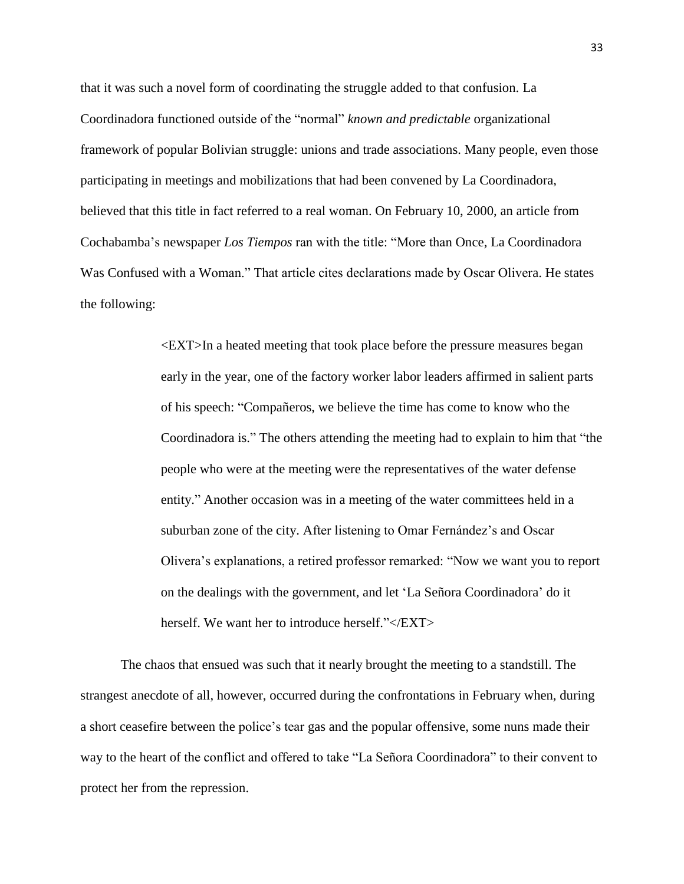that it was such a novel form of coordinating the struggle added to that confusion. La Coordinadora functioned outside of the “normal” *known and predictable* organizational framework of popular Bolivian struggle: unions and trade associations. Many people, even those participating in meetings and mobilizations that had been convened by La Coordinadora, believed that this title in fact referred to a real woman. On February 10, 2000, an article from Cochabamba’s newspaper *Los Tiempos* ran with the title: “More than Once, La Coordinadora Was Confused with a Woman.” That article cites declarations made by Oscar Olivera. He states the following:

> <EXT>In a heated meeting that took place before the pressure measures began early in the year, one of the factory worker labor leaders affirmed in salient parts of his speech: “Compañeros, we believe the time has come to know who the Coordinadora is.” The others attending the meeting had to explain to him that “the people who were at the meeting were the representatives of the water defense entity.” Another occasion was in a meeting of the water committees held in a suburban zone of the city. After listening to Omar Fernández’s and Oscar Olivera’s explanations, a retired professor remarked: “Now we want you to report on the dealings with the government, and let ‘La Señora Coordinadora’ do it herself. We want her to introduce herself.”</EXT>

The chaos that ensued was such that it nearly brought the meeting to a standstill. The strangest anecdote of all, however, occurred during the confrontations in February when, during a short ceasefire between the police’s tear gas and the popular offensive, some nuns made their way to the heart of the conflict and offered to take “La Señora Coordinadora” to their convent to protect her from the repression.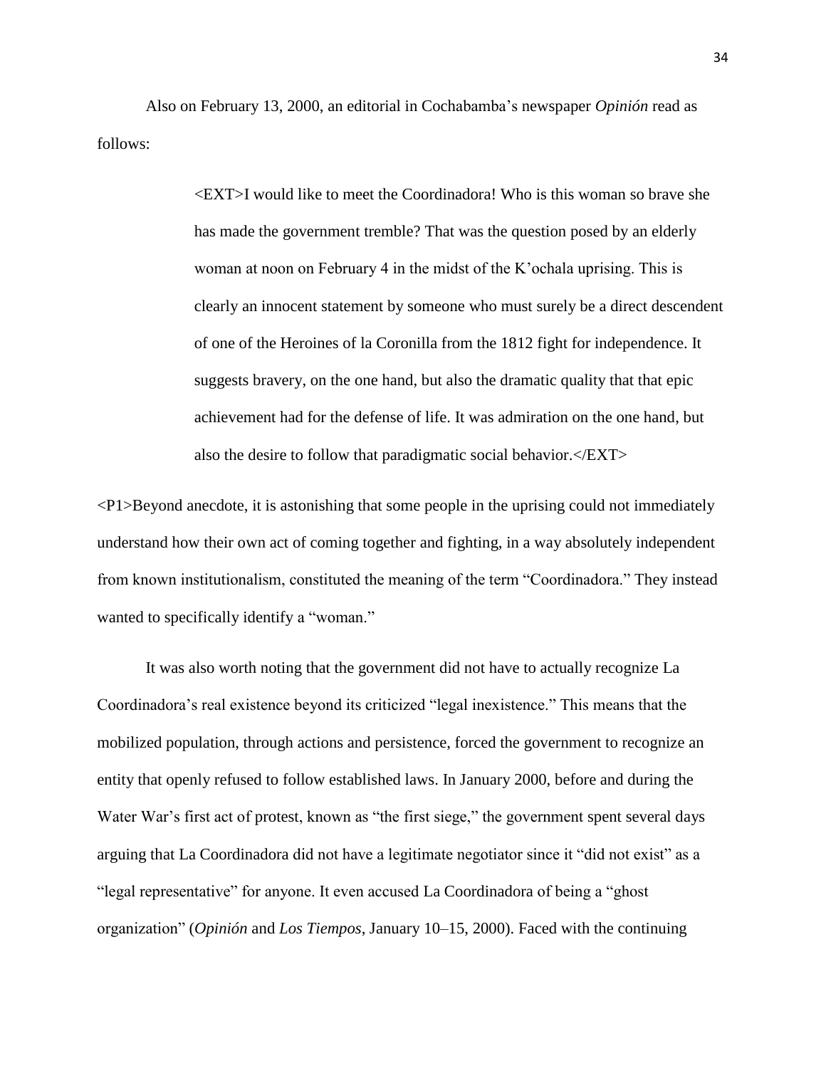Also on February 13, 2000, an editorial in Cochabamba's newspaper *Opinión* read as follows:

> <EXT>I would like to meet the Coordinadora! Who is this woman so brave she has made the government tremble? That was the question posed by an elderly woman at noon on February 4 in the midst of the K'ochala uprising. This is clearly an innocent statement by someone who must surely be a direct descendent of one of the Heroines of la Coronilla from the 1812 fight for independence. It suggests bravery, on the one hand, but also the dramatic quality that that epic achievement had for the defense of life. It was admiration on the one hand, but also the desire to follow that paradigmatic social behavior.</EXT>

<P1>Beyond anecdote, it is astonishing that some people in the uprising could not immediately understand how their own act of coming together and fighting, in a way absolutely independent from known institutionalism, constituted the meaning of the term "Coordinadora." They instead wanted to specifically identify a "woman."

It was also worth noting that the government did not have to actually recognize La Coordinadora's real existence beyond its criticized "legal inexistence." This means that the mobilized population, through actions and persistence, forced the government to recognize an entity that openly refused to follow established laws. In January 2000, before and during the Water War's first act of protest, known as "the first siege," the government spent several days arguing that La Coordinadora did not have a legitimate negotiator since it "did not exist" as a "legal representative" for anyone. It even accused La Coordinadora of being a "ghost organization" (*Opinión* and *Los Tiempos*, January 10–15, 2000). Faced with the continuing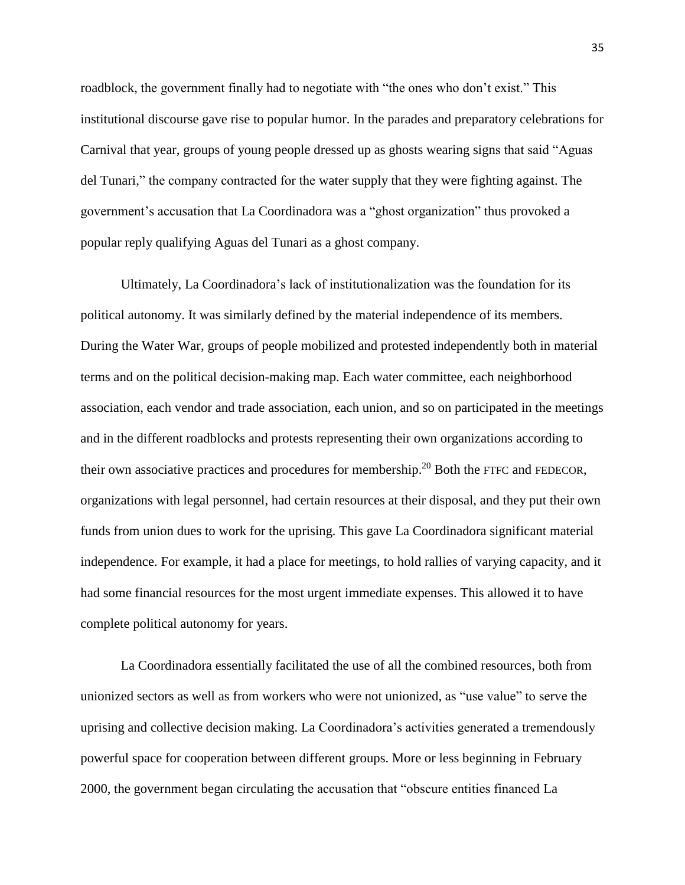roadblock, the government finally had to negotiate with "the ones who don't exist." This institutional discourse gave rise to popular humor. In the parades and preparatory celebrations for Carnival that year, groups of young people dressed up as ghosts wearing signs that said "Aguas del Tunari," the company contracted for the water supply that they were fighting against. The government's accusation that La Coordinadora was a "ghost organization" thus provoked a popular reply qualifying Aguas del Tunari as a ghost company.

Ultimately, La Coordinadora's lack of institutionalization was the foundation for its political autonomy. It was similarly defined by the material independence of its members. During the Water War, groups of people mobilized and protested independently both in material terms and on the political decision-making map. Each water committee, each neighborhood association, each vendor and trade association, each union, and so on participated in the meetings and in the different roadblocks and protests representing their own organizations according to their own associative practices and procedures for membership.[20] Both the FTFC and FEDECOR, organizations with legal personnel, had certain resources at their disposal, and they put their own funds from union dues to work for the uprising. This gave La Coordinadora significant material independence. For example, it had a place for meetings, to hold rallies of varying capacity, and it had some financial resources for the most urgent immediate expenses. This allowed it to have complete political autonomy for years.

La Coordinadora essentially facilitated the use of all the combined resources, both from unionized sectors as well as from workers who were not unionized, as "use value" to serve the uprising and collective decision making. La Coordinadora's activities generated a tremendously powerful space for cooperation between different groups. More or less beginning in February 2000, the government began circulating the accusation that "obscure entities financed La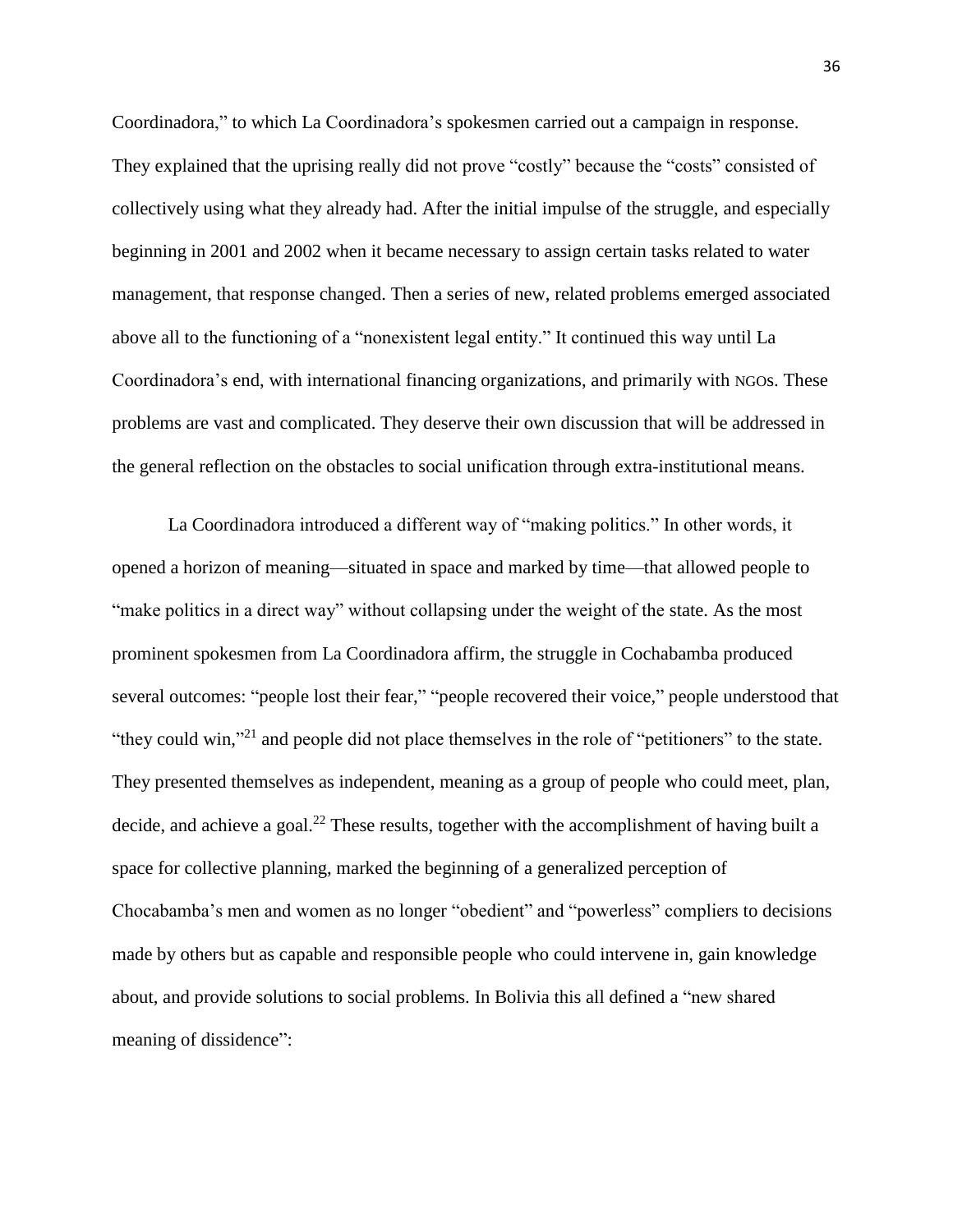Coordinadora," to which La Coordinadora's spokesmen carried out a campaign in response. They explained that the uprising really did not prove "costly" because the "costs" consisted of collectively using what they already had. After the initial impulse of the struggle, and especially beginning in 2001 and 2002 when it became necessary to assign certain tasks related to water management, that response changed. Then a series of new, related problems emerged associated above all to the functioning of a "nonexistent legal entity." It continued this way until La Coordinadora's end, with international financing organizations, and primarily with NGOs. These problems are vast and complicated. They deserve their own discussion that will be addressed in the general reflection on the obstacles to social unification through extra-institutional means.

La Coordinadora introduced a different way of "making politics." In other words, it opened a horizon of meaning—situated in space and marked by time—that allowed people to "make politics in a direct way" without collapsing under the weight of the state. As the most prominent spokesmen from La Coordinadora affirm, the struggle in Cochabamba produced several outcomes: "people lost their fear," "people recovered their voice," people understood that "they could win,"[21] and people did not place themselves in the role of "petitioners" to the state. They presented themselves as independent, meaning as a group of people who could meet, plan, decide, and achieve a goal.[22] These results, together with the accomplishment of having built a space for collective planning, marked the beginning of a generalized perception of Chocabamba's men and women as no longer "obedient" and "powerless" compliers to decisions made by others but as capable and responsible people who could intervene in, gain knowledge about, and provide solutions to social problems. In Bolivia this all defined a "new shared meaning of dissidence":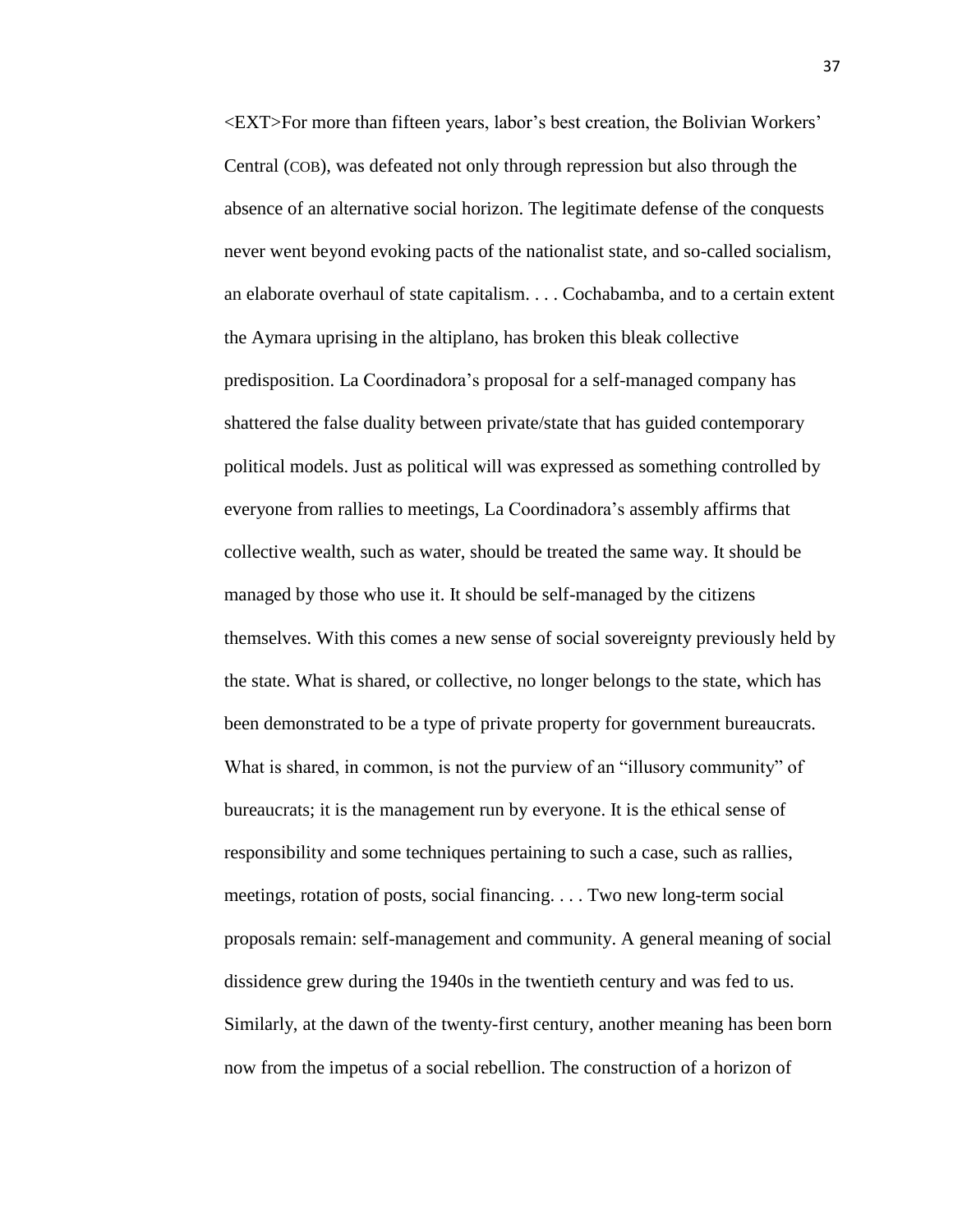<EXT>For more than fifteen years, labor's best creation, the Bolivian Workers' Central (COB), was defeated not only through repression but also through the absence of an alternative social horizon. The legitimate defense of the conquests never went beyond evoking pacts of the nationalist state, and so-called socialism, an elaborate overhaul of state capitalism. . . . Cochabamba, and to a certain extent the Aymara uprising in the altiplano, has broken this bleak collective predisposition. La Coordinadora's proposal for a self-managed company has shattered the false duality between private/state that has guided contemporary political models. Just as political will was expressed as something controlled by everyone from rallies to meetings, La Coordinadora's assembly affirms that collective wealth, such as water, should be treated the same way. It should be managed by those who use it. It should be self-managed by the citizens themselves. With this comes a new sense of social sovereignty previously held by the state. What is shared, or collective, no longer belongs to the state, which has been demonstrated to be a type of private property for government bureaucrats. What is shared, in common, is not the purview of an "illusory community" of bureaucrats; it is the management run by everyone. It is the ethical sense of responsibility and some techniques pertaining to such a case, such as rallies, meetings, rotation of posts, social financing. . . . Two new long-term social proposals remain: self-management and community. A general meaning of social dissidence grew during the 1940s in the twentieth century and was fed to us. Similarly, at the dawn of the twenty-first century, another meaning has been born now from the impetus of a social rebellion. The construction of a horizon of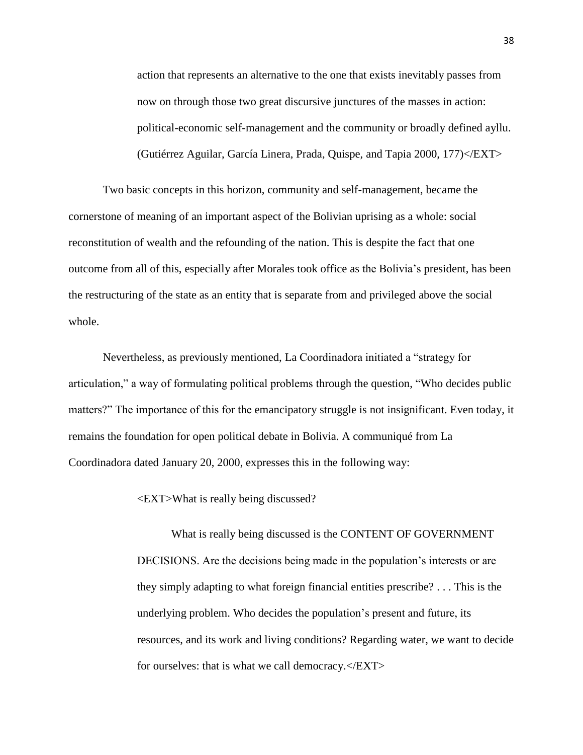> action that represents an alternative to the one that exists inevitably passes from now on through those two great discursive junctures of the masses in action: political-economic self-management and the community or broadly defined ayllu. (Gutiérrez Aguilar, García Linera, Prada, Quispe, and Tapia 2000, 177)</EXT>

Two basic concepts in this horizon, community and self-management, became the cornerstone of meaning of an important aspect of the Bolivian uprising as a whole: social reconstitution of wealth and the refounding of the nation. This is despite the fact that one outcome from all of this, especially after Morales took office as the Bolivia's president, has been the restructuring of the state as an entity that is separate from and privileged above the social whole.

Nevertheless, as previously mentioned, La Coordinadora initiated a "strategy for articulation," a way of formulating political problems through the question, "Who decides public matters?" The importance of this for the emancipatory struggle is not insignificant. Even today, it remains the foundation for open political debate in Bolivia. A communiqué from La Coordinadora dated January 20, 2000, expresses this in the following way:

> <EXT>What is really being discussed?
>
> What is really being discussed is the CONTENT OF GOVERNMENT DECISIONS. Are the decisions being made in the population's interests or are they simply adapting to what foreign financial entities prescribe? . . . This is the underlying problem. Who decides the population's present and future, its resources, and its work and living conditions? Regarding water, we want to decide for ourselves: that is what we call democracy.</EXT>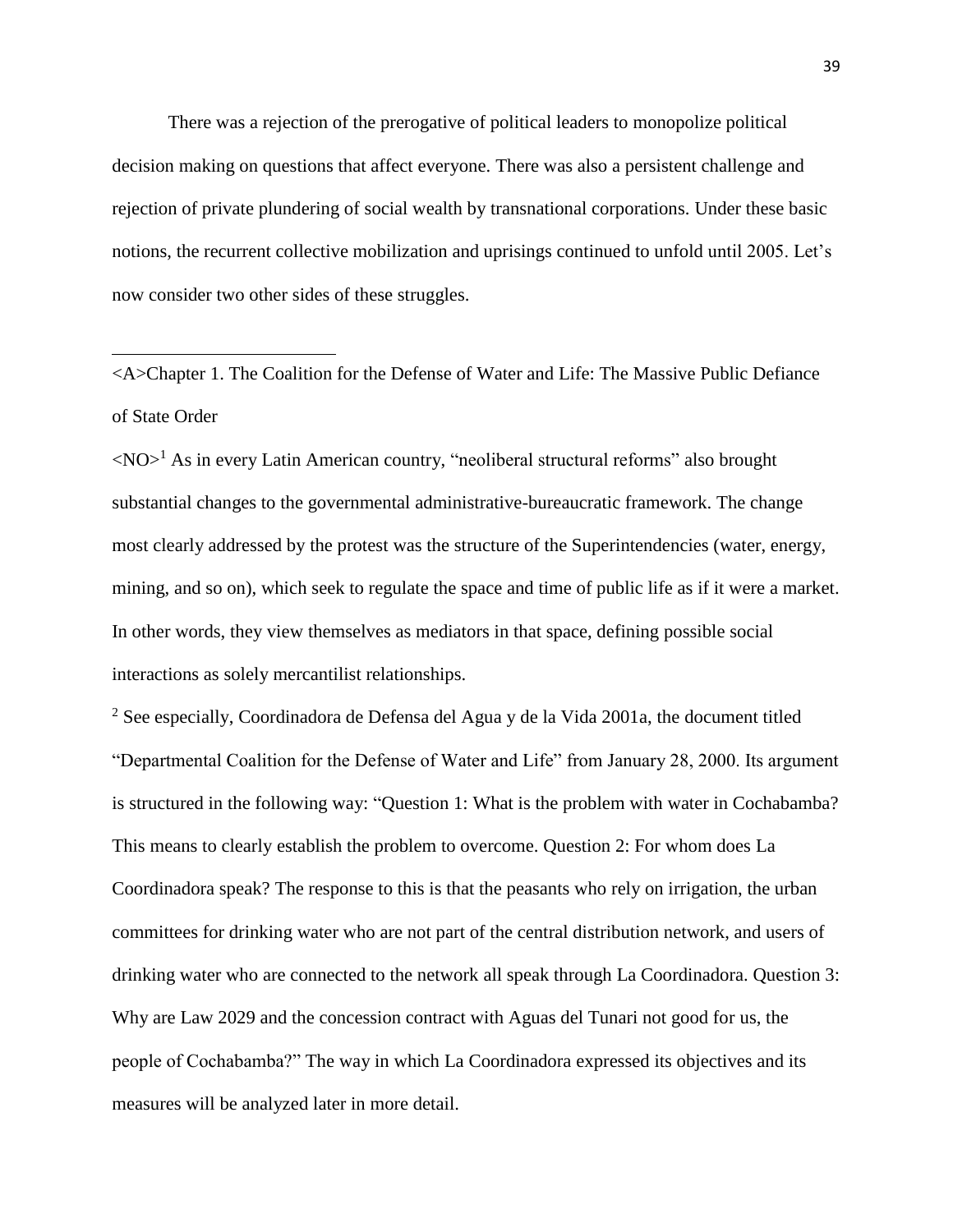There was a rejection of the prerogative of political leaders to monopolize political decision making on questions that affect everyone. There was also a persistent challenge and rejection of private plundering of social wealth by transnational corporations. Under these basic notions, the recurrent collective mobilization and uprisings continued to unfold until 2005. Let's now consider two other sides of these struggles.

---

<A>Chapter 1. The Coalition for the Defense of Water and Life: The Massive Public Defiance of State Order

<NO>[1] As in every Latin American country, "neoliberal structural reforms" also brought substantial changes to the governmental administrative-bureaucratic framework. The change most clearly addressed by the protest was the structure of the Superintendencies (water, energy, mining, and so on), which seek to regulate the space and time of public life as if it were a market. In other words, they view themselves as mediators in that space, defining possible social interactions as solely mercantilist relationships.

[2] See especially, Coordinadora de Defensa del Agua y de la Vida 2001a, the document titled "Departmental Coalition for the Defense of Water and Life" from January 28, 2000. Its argument is structured in the following way: "Question 1: What is the problem with water in Cochabamba? This means to clearly establish the problem to overcome. Question 2: For whom does La Coordinadora speak? The response to this is that the peasants who rely on irrigation, the urban committees for drinking water who are not part of the central distribution network, and users of drinking water who are connected to the network all speak through La Coordinadora. Question 3: Why are Law 2029 and the concession contract with Aguas del Tunari not good for us, the people of Cochabamba?" The way in which La Coordinadora expressed its objectives and its measures will be analyzed later in more detail.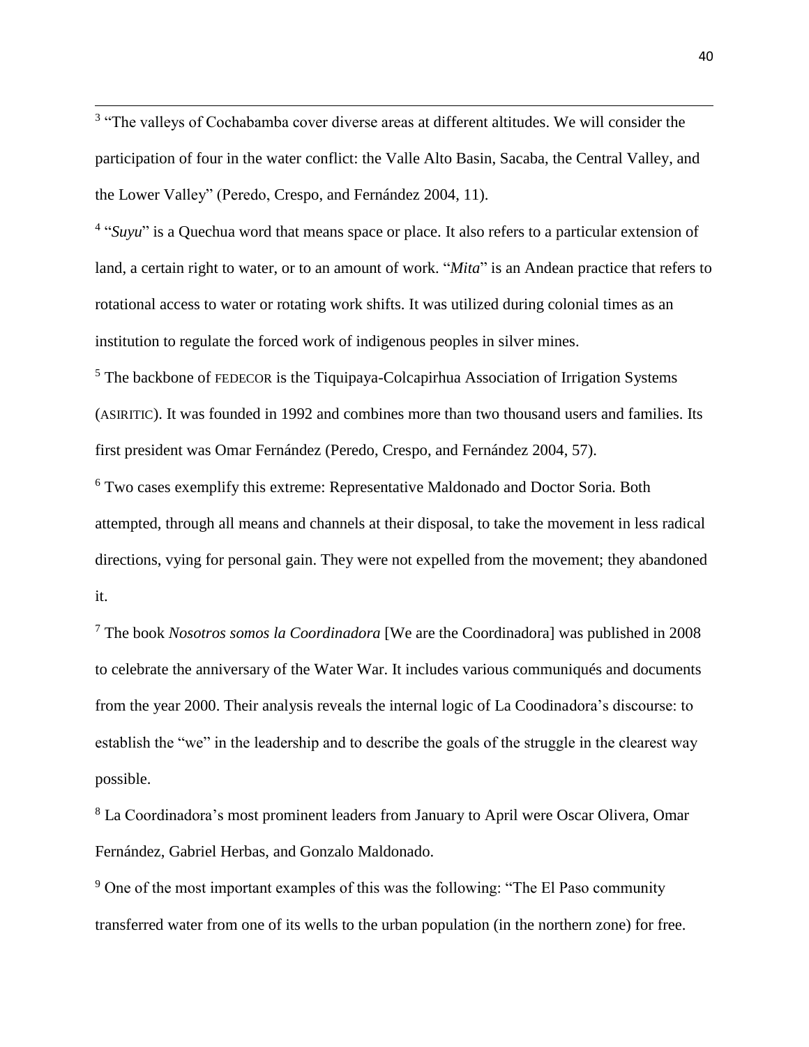[3] "The valleys of Cochabamba cover diverse areas at different altitudes. We will consider the participation of four in the water conflict: the Valle Alto Basin, Sacaba, the Central Valley, and the Lower Valley" (Peredo, Crespo, and Fernández 2004, 11).

[4] "*Suyu*" is a Quechua word that means space or place. It also refers to a particular extension of land, a certain right to water, or to an amount of work. "*Mita*" is an Andean practice that refers to rotational access to water or rotating work shifts. It was utilized during colonial times as an institution to regulate the forced work of indigenous peoples in silver mines.

[5] The backbone of FEDECOR is the Tiquipaya-Colcapirhua Association of Irrigation Systems (ASIRITIC). It was founded in 1992 and combines more than two thousand users and families. Its first president was Omar Fernández (Peredo, Crespo, and Fernández 2004, 57).

[6] Two cases exemplify this extreme: Representative Maldonado and Doctor Soria. Both attempted, through all means and channels at their disposal, to take the movement in less radical directions, vying for personal gain. They were not expelled from the movement; they abandoned it.

[7] The book *Nosotros somos la Coordinadora* [We are the Coordinadora] was published in 2008 to celebrate the anniversary of the Water War. It includes various communiqués and documents from the year 2000. Their analysis reveals the internal logic of La Coodinadora's discourse: to establish the "we" in the leadership and to describe the goals of the struggle in the clearest way possible.

[8] La Coordinadora's most prominent leaders from January to April were Oscar Olivera, Omar Fernández, Gabriel Herbas, and Gonzalo Maldonado.

[9] One of the most important examples of this was the following: "The El Paso community transferred water from one of its wells to the urban population (in the northern zone) for free.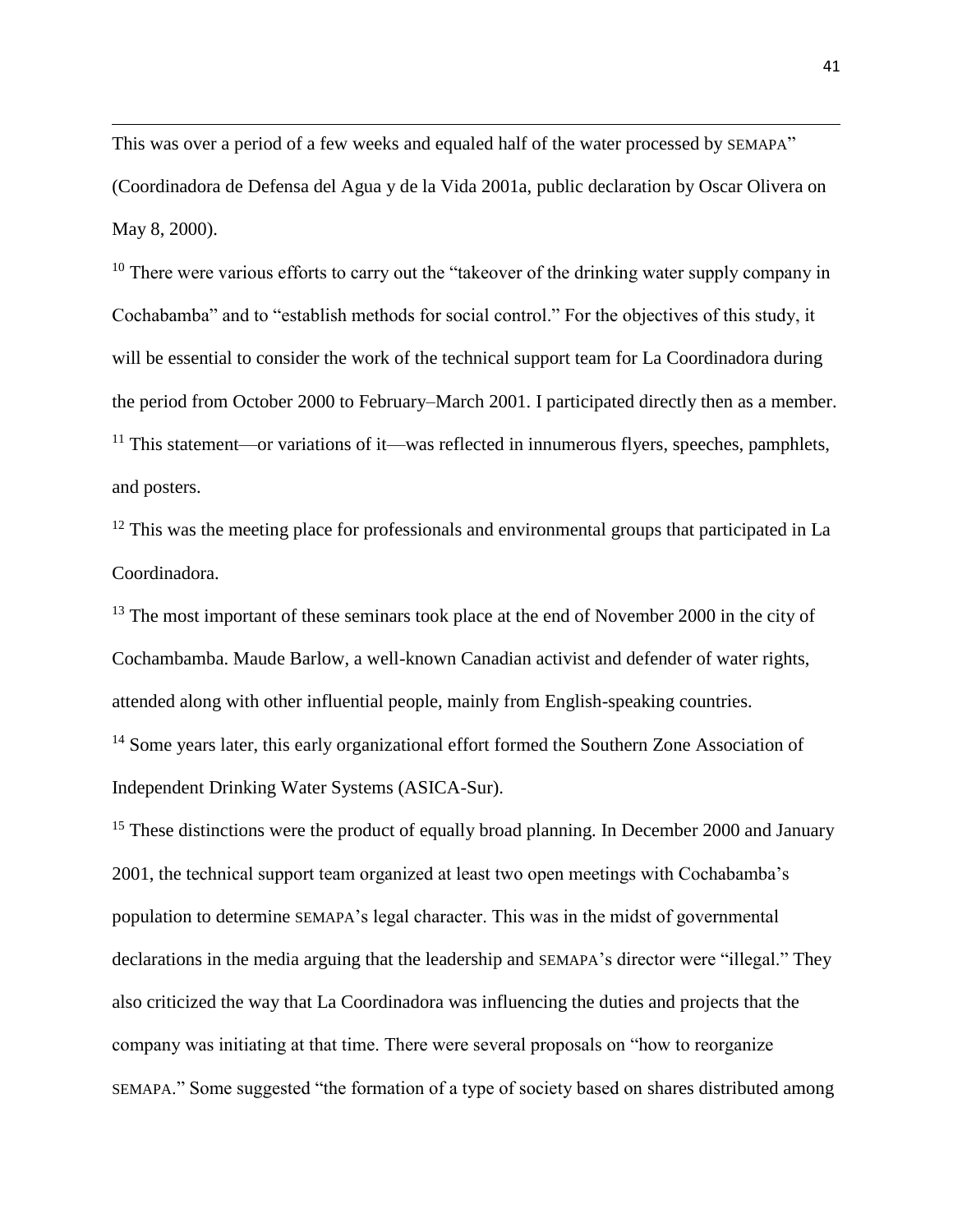This was over a period of a few weeks and equaled half of the water processed by SEMAPA" (Coordinadora de Defensa del Agua y de la Vida 2001a, public declaration by Oscar Olivera on May 8, 2000).

[10] There were various efforts to carry out the "takeover of the drinking water supply company in Cochabamba" and to "establish methods for social control." For the objectives of this study, it will be essential to consider the work of the technical support team for La Coordinadora during the period from October 2000 to February–March 2001. I participated directly then as a member.

[11] This statement—or variations of it—was reflected in innumerous flyers, speeches, pamphlets, and posters.

[12] This was the meeting place for professionals and environmental groups that participated in La Coordinadora.

[13] The most important of these seminars took place at the end of November 2000 in the city of Cochambamba. Maude Barlow, a well-known Canadian activist and defender of water rights, attended along with other influential people, mainly from English-speaking countries.

[14] Some years later, this early organizational effort formed the Southern Zone Association of Independent Drinking Water Systems (ASICA-Sur).

[15] These distinctions were the product of equally broad planning. In December 2000 and January 2001, the technical support team organized at least two open meetings with Cochabamba's population to determine SEMAPA's legal character. This was in the midst of governmental declarations in the media arguing that the leadership and SEMAPA's director were "illegal." They also criticized the way that La Coordinadora was influencing the duties and projects that the company was initiating at that time. There were several proposals on "how to reorganize SEMAPA." Some suggested "the formation of a type of society based on shares distributed among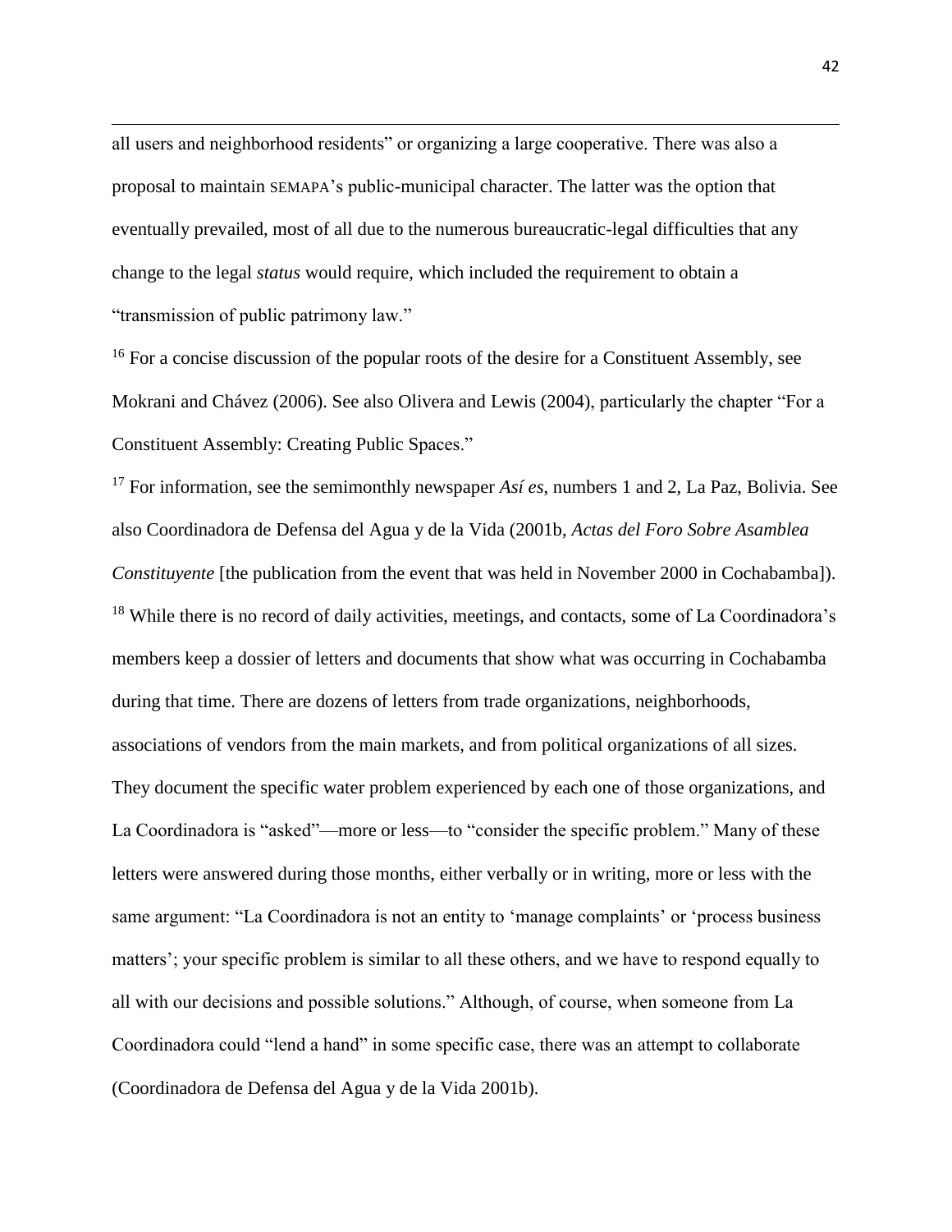all users and neighborhood residents" or organizing a large cooperative. There was also a proposal to maintain SEMAPA's public-municipal character. The latter was the option that eventually prevailed, most of all due to the numerous bureaucratic-legal difficulties that any change to the legal *status* would require, which included the requirement to obtain a "transmission of public patrimony law."

[16] For a concise discussion of the popular roots of the desire for a Constituent Assembly, see Mokrani and Chávez (2006). See also Olivera and Lewis (2004), particularly the chapter "For a Constituent Assembly: Creating Public Spaces."

[17] For information, see the semimonthly newspaper *Así es*, numbers 1 and 2, La Paz, Bolivia. See also Coordinadora de Defensa del Agua y de la Vida (2001b, *Actas del Foro Sobre Asamblea Constituyente* [the publication from the event that was held in November 2000 in Cochabamba]).

[18] While there is no record of daily activities, meetings, and contacts, some of La Coordinadora's members keep a dossier of letters and documents that show what was occurring in Cochabamba during that time. There are dozens of letters from trade organizations, neighborhoods, associations of vendors from the main markets, and from political organizations of all sizes. They document the specific water problem experienced by each one of those organizations, and La Coordinadora is "asked"—more or less—to "consider the specific problem." Many of these letters were answered during those months, either verbally or in writing, more or less with the same argument: "La Coordinadora is not an entity to 'manage complaints' or 'process business matters'; your specific problem is similar to all these others, and we have to respond equally to all with our decisions and possible solutions." Although, of course, when someone from La Coordinadora could "lend a hand" in some specific case, there was an attempt to collaborate (Coordinadora de Defensa del Agua y de la Vida 2001b).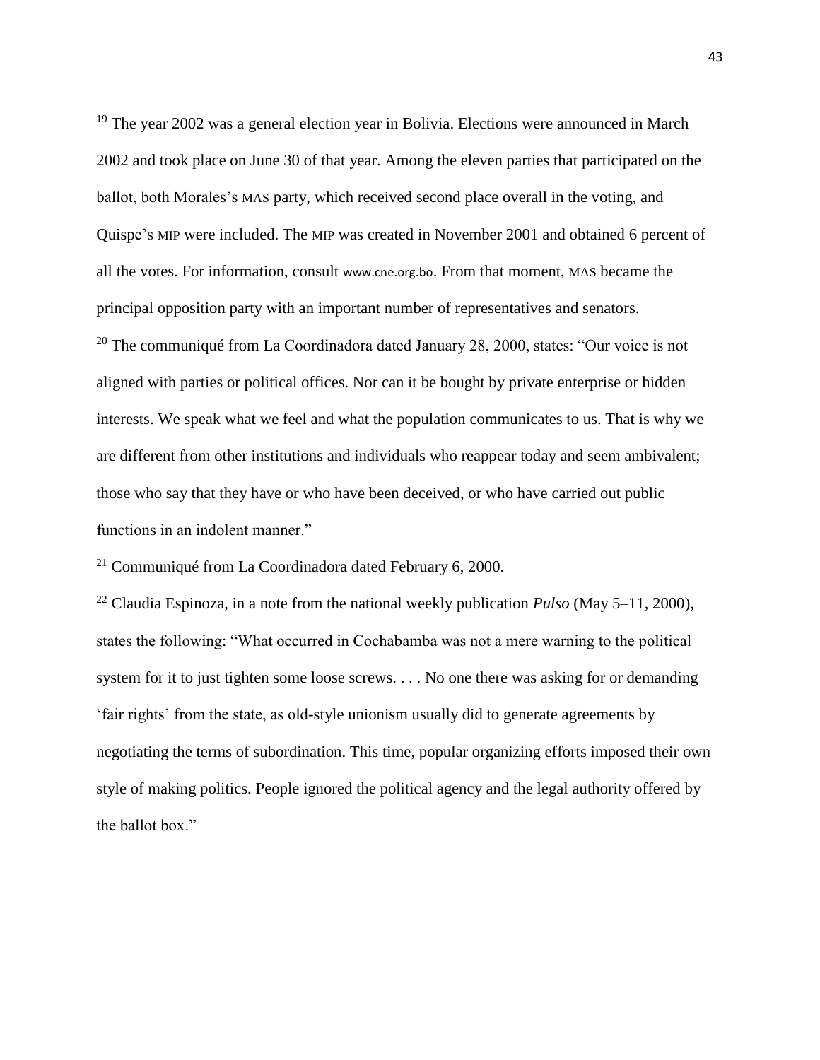[19] The year 2002 was a general election year in Bolivia. Elections were announced in March 2002 and took place on June 30 of that year. Among the eleven parties that participated on the ballot, both Morales's MAS party, which received second place overall in the voting, and Quispe's MIP were included. The MIP was created in November 2001 and obtained 6 percent of all the votes. For information, consult www.cne.org.bo. From that moment, MAS became the principal opposition party with an important number of representatives and senators.

[20] The communiqué from La Coordinadora dated January 28, 2000, states: "Our voice is not aligned with parties or political offices. Nor can it be bought by private enterprise or hidden interests. We speak what we feel and what the population communicates to us. That is why we are different from other institutions and individuals who reappear today and seem ambivalent; those who say that they have or who have been deceived, or who have carried out public functions in an indolent manner."

[21] Communiqué from La Coordinadora dated February 6, 2000.

[22] Claudia Espinoza, in a note from the national weekly publication *Pulso* (May 5–11, 2000), states the following: "What occurred in Cochabamba was not a mere warning to the political system for it to just tighten some loose screws. . . . No one there was asking for or demanding 'fair rights' from the state, as old-style unionism usually did to generate agreements by negotiating the terms of subordination. This time, popular organizing efforts imposed their own style of making politics. People ignored the political agency and the legal authority offered by the ballot box."